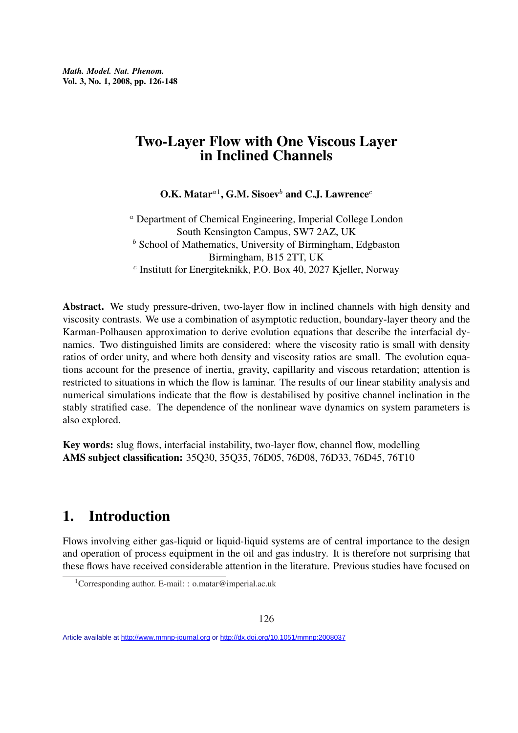# Two-Layer Flow with One Viscous Layer in Inclined Channels

**O.K. Matar**[a1], **G.M. Sisoev**[b] **and C.J. Lawrence**[c]

[a] Department of Chemical Engineering, Imperial College London
South Kensington Campus, SW7 2AZ, UK

[b] School of Mathematics, University of Birmingham, Edgbaston
Birmingham, B15 2TT, UK

[c] Institutt for Energiteknikk, P.O. Box 40, 2027 Kjeller, Norway

**Abstract.** We study pressure-driven, two-layer flow in inclined channels with high density and viscosity contrasts. We use a combination of asymptotic reduction, boundary-layer theory and the Karman-Polhausen approximation to derive evolution equations that describe the interfacial dynamics. Two distinguished limits are considered: where the viscosity ratio is small with density ratios of order unity, and where both density and viscosity ratios are small. The evolution equations account for the presence of inertia, gravity, capillarity and viscous retardation; attention is restricted to situations in which the flow is laminar. The results of our linear stability analysis and numerical simulations indicate that the flow is destabilised by positive channel inclination in the stably stratified case. The dependence of the nonlinear wave dynamics on system parameters is also explored.

**Key words:** slug flows, interfacial instability, two-layer flow, channel flow, modelling
**AMS subject classification:** 35Q30, 35Q35, 76D05, 76D08, 76D33, 76D45, 76T10

## 1. Introduction

Flows involving either gas-liquid or liquid-liquid systems are of central importance to the design and operation of process equipment in the oil and gas industry. It is therefore not surprising that these flows have received considerable attention in the literature. Previous studies have focused on

[1] Corresponding author. E-mail: : o.matar@imperial.ac.uk

Article available at http://www.mmnp-journal.org or http://dx.doi.org/10.1051/mmnp:2008037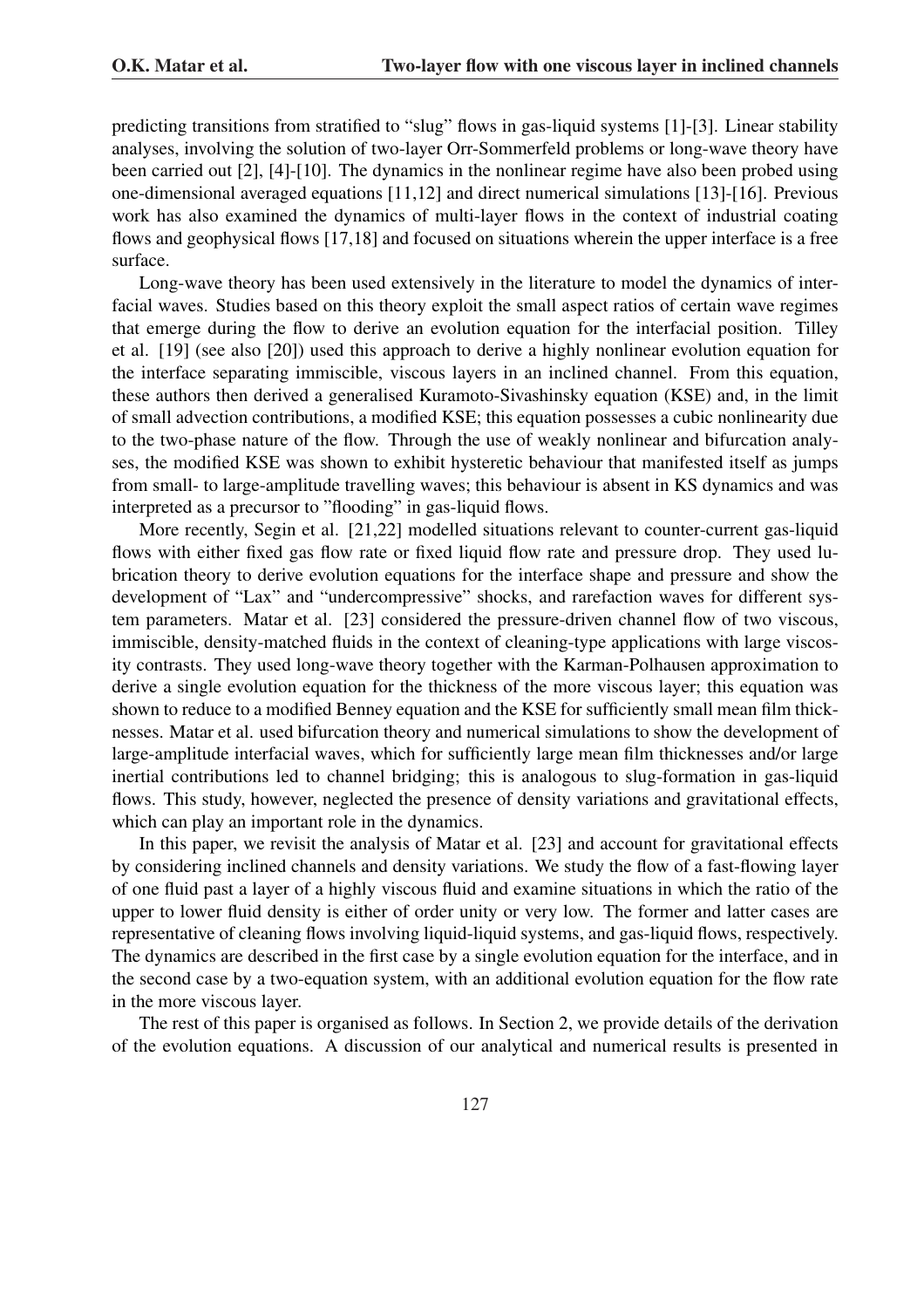predicting transitions from stratified to "slug" flows in gas-liquid systems [1]-[3]. Linear stability analyses, involving the solution of two-layer Orr-Sommerfeld problems or long-wave theory have been carried out [2], [4]-[10]. The dynamics in the nonlinear regime have also been probed using one-dimensional averaged equations [11,12] and direct numerical simulations [13]-[16]. Previous work has also examined the dynamics of multi-layer flows in the context of industrial coating flows and geophysical flows [17,18] and focused on situations wherein the upper interface is a free surface.

Long-wave theory has been used extensively in the literature to model the dynamics of interfacial waves. Studies based on this theory exploit the small aspect ratios of certain wave regimes that emerge during the flow to derive an evolution equation for the interfacial position. Tilley et al. [19] (see also [20]) used this approach to derive a highly nonlinear evolution equation for the interface separating immiscible, viscous layers in an inclined channel. From this equation, these authors then derived a generalised Kuramoto-Sivashinsky equation (KSE) and, in the limit of small advection contributions, a modified KSE; this equation possesses a cubic nonlinearity due to the two-phase nature of the flow. Through the use of weakly nonlinear and bifurcation analyses, the modified KSE was shown to exhibit hysteretic behaviour that manifested itself as jumps from small- to large-amplitude travelling waves; this behaviour is absent in KS dynamics and was interpreted as a precursor to "flooding" in gas-liquid flows.

More recently, Segin et al. [21,22] modelled situations relevant to counter-current gas-liquid flows with either fixed gas flow rate or fixed liquid flow rate and pressure drop. They used lubrication theory to derive evolution equations for the interface shape and pressure and show the development of "Lax" and "undercompressive" shocks, and rarefaction waves for different system parameters. Matar et al. [23] considered the pressure-driven channel flow of two viscous, immiscible, density-matched fluids in the context of cleaning-type applications with large viscosity contrasts. They used long-wave theory together with the Karman-Polhausen approximation to derive a single evolution equation for the thickness of the more viscous layer; this equation was shown to reduce to a modified Benney equation and the KSE for sufficiently small mean film thicknesses. Matar et al. used bifurcation theory and numerical simulations to show the development of large-amplitude interfacial waves, which for sufficiently large mean film thicknesses and/or large inertial contributions led to channel bridging; this is analogous to slug-formation in gas-liquid flows. This study, however, neglected the presence of density variations and gravitational effects, which can play an important role in the dynamics.

In this paper, we revisit the analysis of Matar et al. [23] and account for gravitational effects by considering inclined channels and density variations. We study the flow of a fast-flowing layer of one fluid past a layer of a highly viscous fluid and examine situations in which the ratio of the upper to lower fluid density is either of order unity or very low. The former and latter cases are representative of cleaning flows involving liquid-liquid systems, and gas-liquid flows, respectively. The dynamics are described in the first case by a single evolution equation for the interface, and in the second case by a two-equation system, with an additional evolution equation for the flow rate in the more viscous layer.

The rest of this paper is organised as follows. In Section 2, we provide details of the derivation of the evolution equations. A discussion of our analytical and numerical results is presented in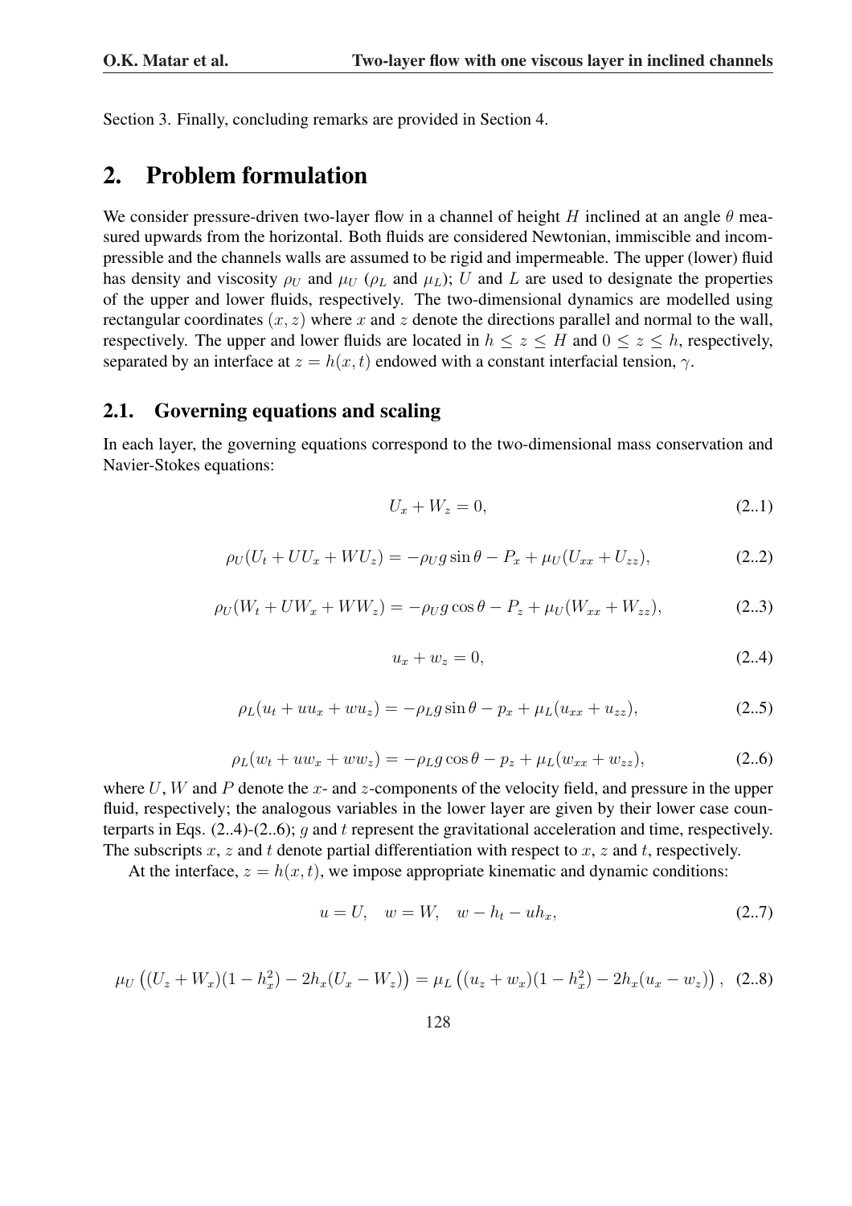Section 3. Finally, concluding remarks are provided in Section 4.

# 2. Problem formulation

We consider pressure-driven two-layer flow in a channel of height $H$ inclined at an angle $\theta$ measured upwards from the horizontal. Both fluids are considered Newtonian, immiscible and incompressible and the channels walls are assumed to be rigid and impermeable. The upper (lower) fluid has density and viscosity $\rho_U$ and $\mu_U$ ($\rho_L$ and $\mu_L$); $U$ and $L$ are used to designate the properties of the upper and lower fluids, respectively. The two-dimensional dynamics are modelled using rectangular coordinates $(x, z)$ where $x$ and $z$ denote the directions parallel and normal to the wall, respectively. The upper and lower fluids are located in $h \leq z \leq H$ and $0 \leq z \leq h$, respectively, separated by an interface at $z = h(x, t)$ endowed with a constant interfacial tension, $\gamma$.

## 2.1. Governing equations and scaling

In each layer, the governing equations correspond to the two-dimensional mass conservation and Navier-Stokes equations:

$$U_x + W_z = 0, \tag{2..1}$$

$$\rho_U(U_t + UU_x + WU_z) = -\rho_U g \sin\theta - P_x + \mu_U(U_{xx} + U_{zz}), \tag{2..2}$$

$$\rho_U(W_t + UW_x + WW_z) = -\rho_U g \cos\theta - P_z + \mu_U(W_{xx} + W_{zz}), \tag{2..3}$$

$$u_x + w_z = 0, \tag{2..4}$$

$$\rho_L(u_t + uu_x + wu_z) = -\rho_L g \sin\theta - p_x + \mu_L(u_{xx} + u_{zz}), \tag{2..5}$$

$$\rho_L(w_t + uw_x + ww_z) = -\rho_L g \cos\theta - p_z + \mu_L(w_{xx} + w_{zz}), \tag{2..6}$$

where $U, W$ and $P$ denote the $x$- and $z$-components of the velocity field, and pressure in the upper fluid, respectively; the analogous variables in the lower layer are given by their lower case counterparts in Eqs. (2..4)-(2..6); $g$ and $t$ represent the gravitational acceleration and time, respectively. The subscripts $x$, $z$ and $t$ denote partial differentiation with respect to $x$, $z$ and $t$, respectively.

At the interface, $z = h(x, t)$, we impose appropriate kinematic and dynamic conditions:

$$u = U, \quad w = W, \quad w - h_t - uh_x, \tag{2..7}$$

$$\mu_U\left((U_z + W_x)(1 - h_x^2) - 2h_x(U_x - W_z)\right) = \mu_L\left((u_z + w_x)(1 - h_x^2) - 2h_x(u_x - w_z)\right), \tag{2..8}$$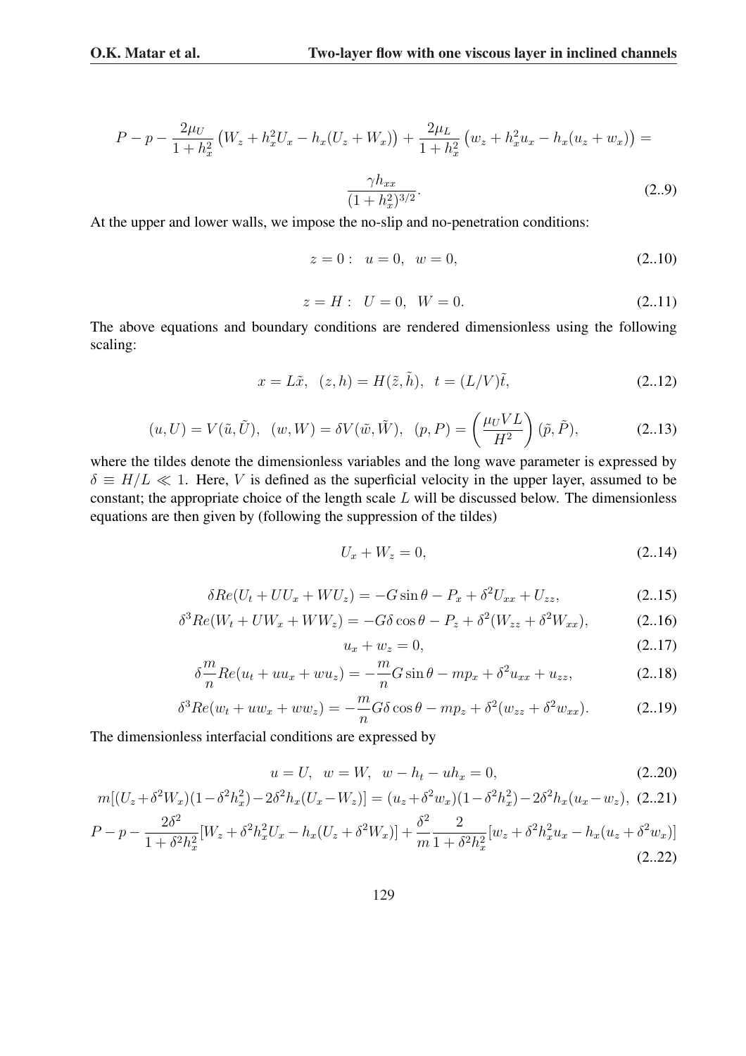$$P - p - \frac{2\mu_U}{1+h_x^2}\left(W_z + h_x^2 U_x - h_x(U_z + W_x)\right) + \frac{2\mu_L}{1+h_x^2}\left(w_z + h_x^2 u_x - h_x(u_z + w_x)\right) = \frac{\gamma h_{xx}}{(1+h_x^2)^{3/2}}. \tag{2..9}$$

At the upper and lower walls, we impose the no-slip and no-penetration conditions:

$$z = 0: \quad u = 0, \quad w = 0, \tag{2..10}$$

$$z = H: \quad U = 0, \quad W = 0. \tag{2..11}$$

The above equations and boundary conditions are rendered dimensionless using the following scaling:

$$x = L\tilde{x}, \quad (z, h) = H(\tilde{z}, \tilde{h}), \quad t = (L/V)\tilde{t}, \tag{2..12}$$

$$(u, U) = V(\tilde{u}, \tilde{U}), \quad (w, W) = \delta V(\tilde{w}, \tilde{W}), \quad (p, P) = \left(\frac{\mu_U V L}{H^2}\right)(\tilde{p}, \tilde{P}), \tag{2..13}$$

where the tildes denote the dimensionless variables and the long wave parameter is expressed by $\delta \equiv H/L \ll 1$. Here, $V$ is defined as the superficial velocity in the upper layer, assumed to be constant; the appropriate choice of the length scale $L$ will be discussed below. The dimensionless equations are then given by (following the suppression of the tildes)

$$U_x + W_z = 0, \tag{2..14}$$

$$\delta Re(U_t + UU_x + WU_z) = -G\sin\theta - P_x + \delta^2 U_{xx} + U_{zz}, \tag{2..15}$$

$$\delta^3 Re(W_t + UW_x + WW_z) = -G\delta\cos\theta - P_z + \delta^2(W_{zz} + \delta^2 W_{xx}), \tag{2..16}$$

$$u_x + w_z = 0, \tag{2..17}$$

$$\delta\frac{m}{n}Re(u_t + uu_x + wu_z) = -\frac{m}{n}G\sin\theta - mp_x + \delta^2 u_{xx} + u_{zz}, \tag{2..18}$$

$$\delta^3 Re(w_t + uw_x + ww_z) = -\frac{m}{n}G\delta\cos\theta - mp_z + \delta^2(w_{zz} + \delta^2 w_{xx}). \tag{2..19}$$

The dimensionless interfacial conditions are expressed by

$$u = U, \quad w = W, \quad w - h_t - uh_x = 0, \tag{2..20}$$

$$m[(U_z + \delta^2 W_x)(1 - \delta^2 h_x^2) - 2\delta^2 h_x(U_x - W_z)] = (u_z + \delta^2 w_x)(1 - \delta^2 h_x^2) - 2\delta^2 h_x(u_x - w_z), \tag{2..21}$$

$$P - p - \frac{2\delta^2}{1+\delta^2 h_x^2}[W_z + \delta^2 h_x^2 U_x - h_x(U_z + \delta^2 W_x)] + \frac{\delta^2}{m}\frac{2}{1+\delta^2 h_x^2}[w_z + \delta^2 h_x^2 u_x - h_x(u_z + \delta^2 w_x)] \tag{2..22}$$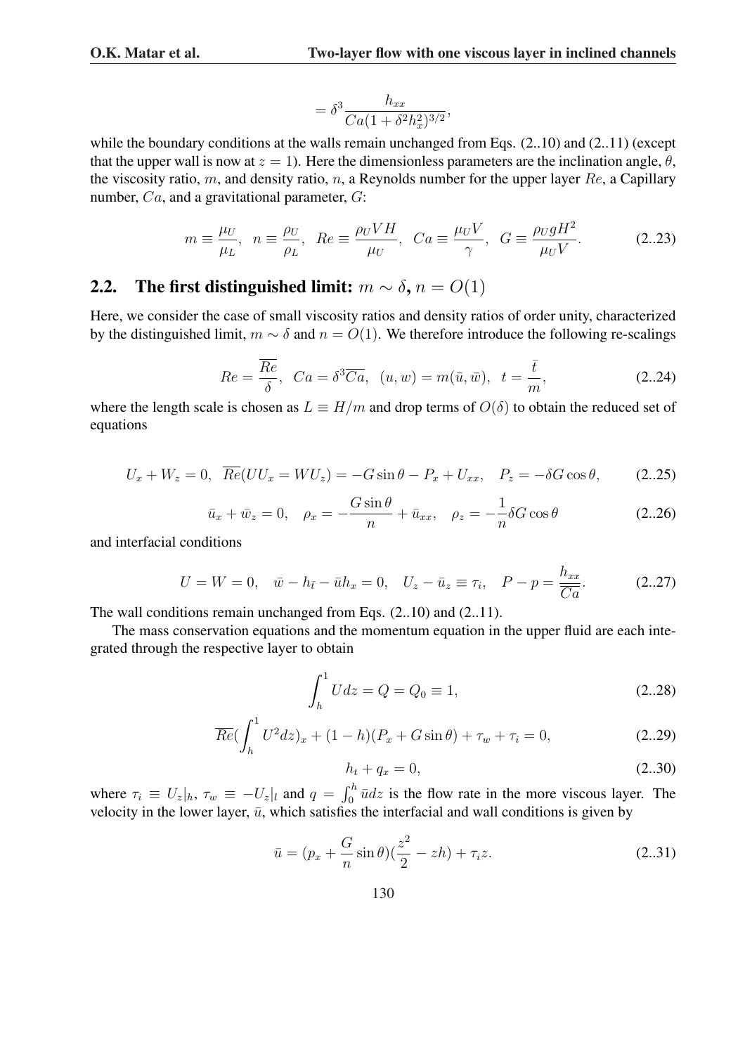$$= \delta^3 \frac{h_{xx}}{Ca(1+\delta^2 h_x^2)^{3/2}},$$

while the boundary conditions at the walls remain unchanged from Eqs. (2..10) and (2..11) (except that the upper wall is now at $z = 1$). Here the dimensionless parameters are the inclination angle, $\theta$, the viscosity ratio, $m$, and density ratio, $n$, a Reynolds number for the upper layer $Re$, a Capillary number, $Ca$, and a gravitational parameter, $G$:

$$m \equiv \frac{\mu_U}{\mu_L}, \quad n \equiv \frac{\rho_U}{\rho_L}, \quad Re \equiv \frac{\rho_U V H}{\mu_U}, \quad Ca \equiv \frac{\mu_U V}{\gamma}, \quad G \equiv \frac{\rho_U g H^2}{\mu_U V}. \tag{2..23}$$

## 2.2. The first distinguished limit: $m \sim \delta$, $n = O(1)$

Here, we consider the case of small viscosity ratios and density ratios of order unity, characterized by the distinguished limit, $m \sim \delta$ and $n = O(1)$. We therefore introduce the following re-scalings

$$Re = \frac{\overline{Re}}{\delta}, \quad Ca = \delta^3 \overline{Ca}, \quad (u, w) = m(\bar{u}, \bar{w}), \quad t = \frac{\bar{t}}{m}, \tag{2..24}$$

where the length scale is chosen as $L \equiv H/m$ and drop terms of $O(\delta)$ to obtain the reduced set of equations

$$U_x + W_z = 0, \quad \overline{Re}(UU_x = WU_z) = -G\sin\theta - P_x + U_{xx}, \quad P_z = -\delta G \cos\theta, \tag{2..25}$$

$$\bar{u}_x + \bar{w}_z = 0, \quad \rho_x = -\frac{G\sin\theta}{n} + \bar{u}_{xx}, \quad \rho_z = -\frac{1}{n}\delta G \cos\theta \tag{2..26}$$

and interfacial conditions

$$U = W = 0, \quad \bar{w} - h_{\bar{t}} - \bar{u}h_x = 0, \quad U_z - \bar{u}_z \equiv \tau_i, \quad P - p = \frac{h_{xx}}{\overline{Ca}}. \tag{2..27}$$

The wall conditions remain unchanged from Eqs. (2..10) and (2..11).

The mass conservation equations and the momentum equation in the upper fluid are each integrated through the respective layer to obtain

$$\int_h^1 U dz = Q = Q_0 \equiv 1, \tag{2..28}$$

$$\overline{Re}(\int_h^1 U^2 dz)_x + (1-h)(P_x + G\sin\theta) + \tau_w + \tau_i = 0, \tag{2..29}$$

$$h_t + q_x = 0, \tag{2..30}$$

where $\tau_i \equiv U_z|_h$, $\tau_w \equiv -U_z|_l$ and $q = \int_0^h \bar{u}dz$ is the flow rate in the more viscous layer. The velocity in the lower layer, $\bar{u}$, which satisfies the interfacial and wall conditions is given by

$$\bar{u} = (p_x + \frac{G}{n}\sin\theta)(\frac{z^2}{2} - zh) + \tau_i z. \tag{2..31}$$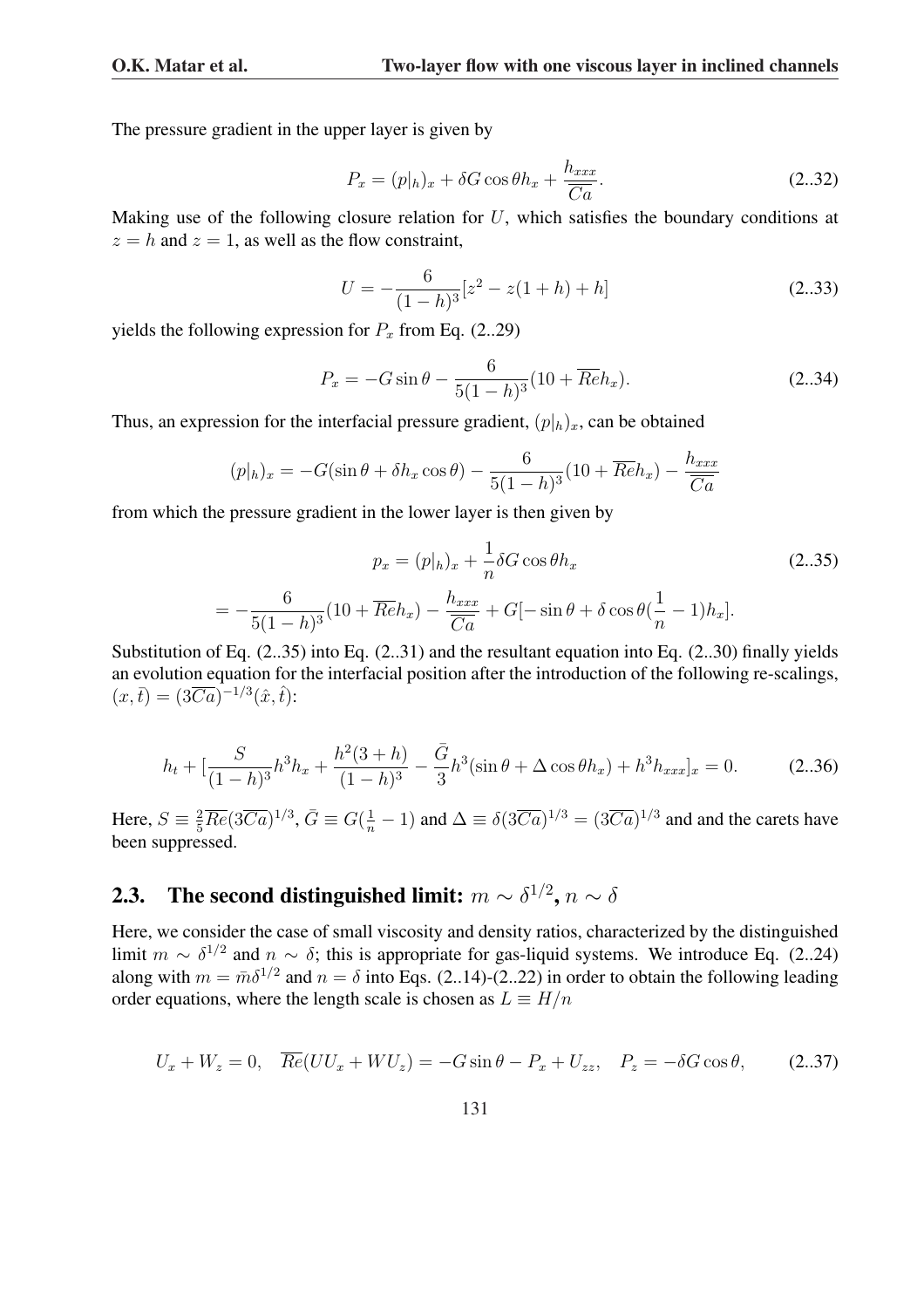The pressure gradient in the upper layer is given by

$$P_x = (p|_h)_x + \delta G \cos\theta h_x + \frac{h_{xxx}}{\overline{Ca}}. \tag{2..32}$$

Making use of the following closure relation for $U$, which satisfies the boundary conditions at $z = h$ and $z = 1$, as well as the flow constraint,

$$U = -\frac{6}{(1-h)^3}[z^2 - z(1+h) + h] \tag{2..33}$$

yields the following expression for $P_x$ from Eq. (2..29)

$$P_x = -G\sin\theta - \frac{6}{5(1-h)^3}(10 + \overline{Re}h_x). \tag{2..34}$$

Thus, an expression for the interfacial pressure gradient, $(p|_h)_x$, can be obtained

$$(p|_h)_x = -G(\sin\theta + \delta h_x \cos\theta) - \frac{6}{5(1-h)^3}(10 + \overline{Re}h_x) - \frac{h_{xxx}}{\overline{Ca}}$$

from which the pressure gradient in the lower layer is then given by

$$p_x = (p|_h)_x + \frac{1}{n}\delta G \cos\theta h_x \tag{2..35}$$

$$= -\frac{6}{5(1-h)^3}(10 + \overline{Re}h_x) - \frac{h_{xxx}}{\overline{Ca}} + G[-\sin\theta + \delta\cos\theta(\frac{1}{n} - 1)h_x].$$

Substitution of Eq. (2..35) into Eq. (2..31) and the resultant equation into Eq. (2..30) finally yields an evolution equation for the interfacial position after the introduction of the following re-scalings, $(x, \bar{t}) = (3\overline{Ca})^{-1/3}(\hat{x}, \hat{t})$:

$$h_t + [\frac{S}{(1-h)^3}h^3 h_x + \frac{h^2(3+h)}{(1-h)^3} - \frac{\bar{G}}{3}h^3(\sin\theta + \Delta\cos\theta h_x) + h^3 h_{xxx}]_x = 0. \tag{2..36}$$

Here, $S \equiv \frac{2}{5}\overline{Re}(3\overline{Ca})^{1/3}$, $\bar{G} \equiv G(\frac{1}{n} - 1)$ and $\Delta \equiv \delta(3\overline{Ca})^{1/3} = (3\overline{Ca})^{1/3}$ and and the carets have been suppressed.

## 2.3. The second distinguished limit: $m \sim \delta^{1/2}$, $n \sim \delta$

Here, we consider the case of small viscosity and density ratios, characterized by the distinguished limit $m \sim \delta^{1/2}$ and $n \sim \delta$; this is appropriate for gas-liquid systems. We introduce Eq. (2..24) along with $m = \bar{m}\delta^{1/2}$ and $n = \delta$ into Eqs. (2..14)-(2..22) in order to obtain the following leading order equations, where the length scale is chosen as $L \equiv H/n$

$$U_x + W_z = 0, \quad \overline{Re}(UU_x + WU_z) = -G\sin\theta - P_x + U_{zz}, \quad P_z = -\delta G\cos\theta, \tag{2..37}$$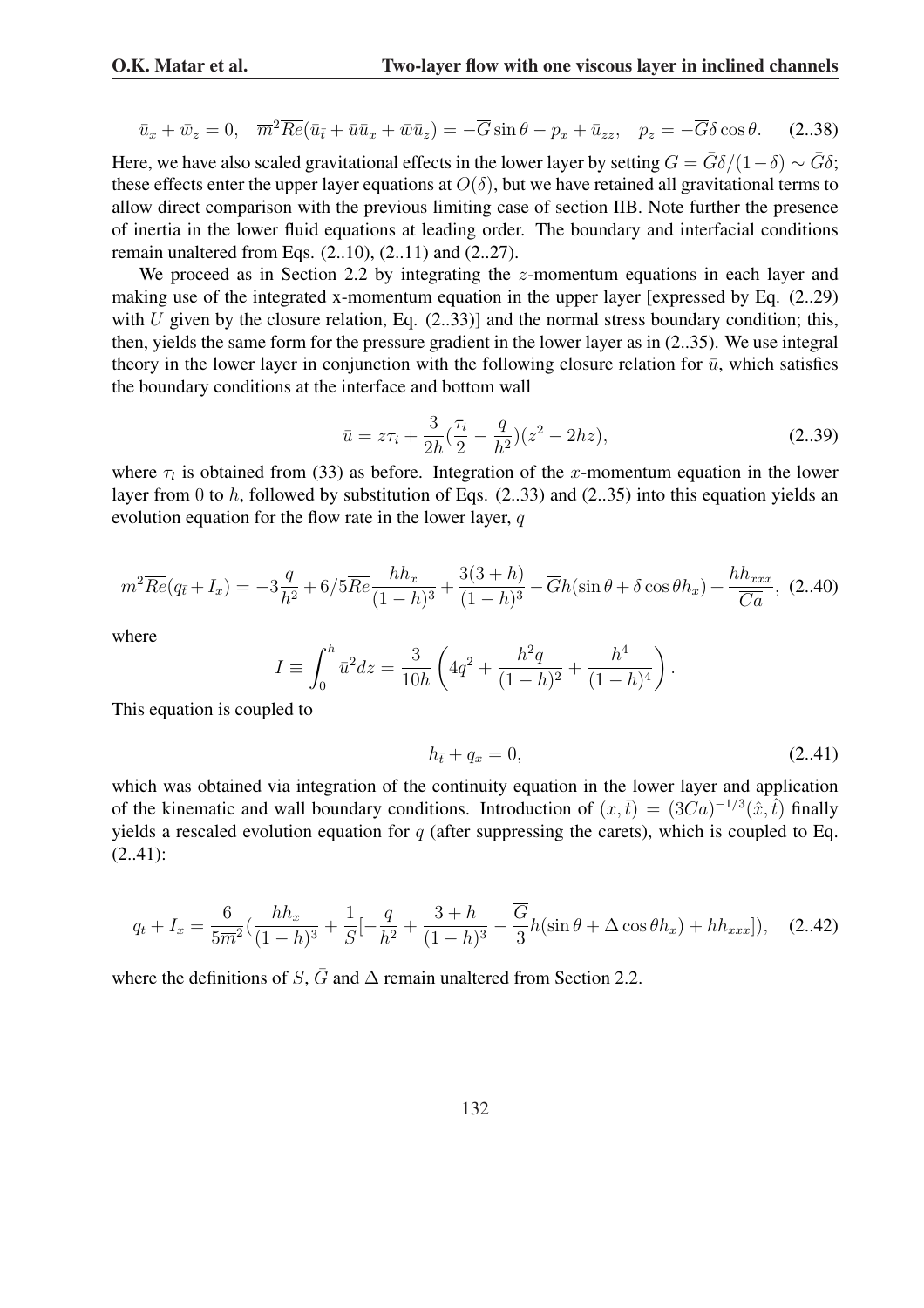$$\bar{u}_x + \bar{w}_z = 0, \quad \overline{m}^2\overline{Re}(\bar{u}_{\bar{t}} + \bar{u}\bar{u}_x + \bar{w}\bar{u}_z) = -\overline{G}\sin\theta - p_x + \bar{u}_{zz}, \quad p_z = -\overline{G}\delta\cos\theta. \tag{2..38}$$

Here, we have also scaled gravitational effects in the lower layer by setting $G = \bar{G}\delta/(1-\delta) \sim \bar{G}\delta$; these effects enter the upper layer equations at $O(\delta)$, but we have retained all gravitational terms to allow direct comparison with the previous limiting case of section IIB. Note further the presence of inertia in the lower fluid equations at leading order. The boundary and interfacial conditions remain unaltered from Eqs. (2..10), (2..11) and (2..27).

We proceed as in Section 2.2 by integrating the $z$-momentum equations in each layer and making use of the integrated x-momentum equation in the upper layer [expressed by Eq. (2..29) with $U$ given by the closure relation, Eq. (2..33)] and the normal stress boundary condition; this, then, yields the same form for the pressure gradient in the lower layer as in (2..35). We use integral theory in the lower layer in conjunction with the following closure relation for $\bar{u}$, which satisfies the boundary conditions at the interface and bottom wall

$$\bar{u} = z\tau_i + \frac{3}{2h}\left(\frac{\tau_i}{2} - \frac{q}{h^2}\right)(z^2 - 2hz), \tag{2..39}$$

where $\tau_l$ is obtained from (33) as before. Integration of the $x$-momentum equation in the lower layer from $0$ to $h$, followed by substitution of Eqs. (2..33) and (2..35) into this equation yields an evolution equation for the flow rate in the lower layer, $q$

$$\overline{m}^2\overline{Re}(q_{\bar{t}} + I_x) = -3\frac{q}{h^2} + 6/5\overline{Re}\frac{hh_x}{(1-h)^3} + \frac{3(3+h)}{(1-h)^3} - \overline{G}h(\sin\theta + \delta\cos\theta h_x) + \frac{hh_{xxx}}{\overline{Ca}}, \tag{2..40}$$

where

$$I \equiv \int_0^h \bar{u}^2 dz = \frac{3}{10h}\left(4q^2 + \frac{h^2 q}{(1-h)^2} + \frac{h^4}{(1-h)^4}\right).$$

This equation is coupled to

$$h_{\bar{t}} + q_x = 0, \tag{2..41}$$

which was obtained via integration of the continuity equation in the lower layer and application of the kinematic and wall boundary conditions. Introduction of $(x, \bar{t}) = (3\overline{Ca})^{-1/3}(\hat{x}, \hat{t})$ finally yields a rescaled evolution equation for $q$ (after suppressing the carets), which is coupled to Eq. (2..41):

$$q_t + I_x = \frac{6}{5\overline{m}^2}\left(\frac{hh_x}{(1-h)^3} + \frac{1}{S}\left[-\frac{q}{h^2} + \frac{3+h}{(1-h)^3} - \frac{\overline{G}}{3}h(\sin\theta + \Delta\cos\theta h_x) + hh_{xxx}\right]\right), \tag{2..42}$$

where the definitions of $S$, $\bar{G}$ and $\Delta$ remain unaltered from Section 2.2.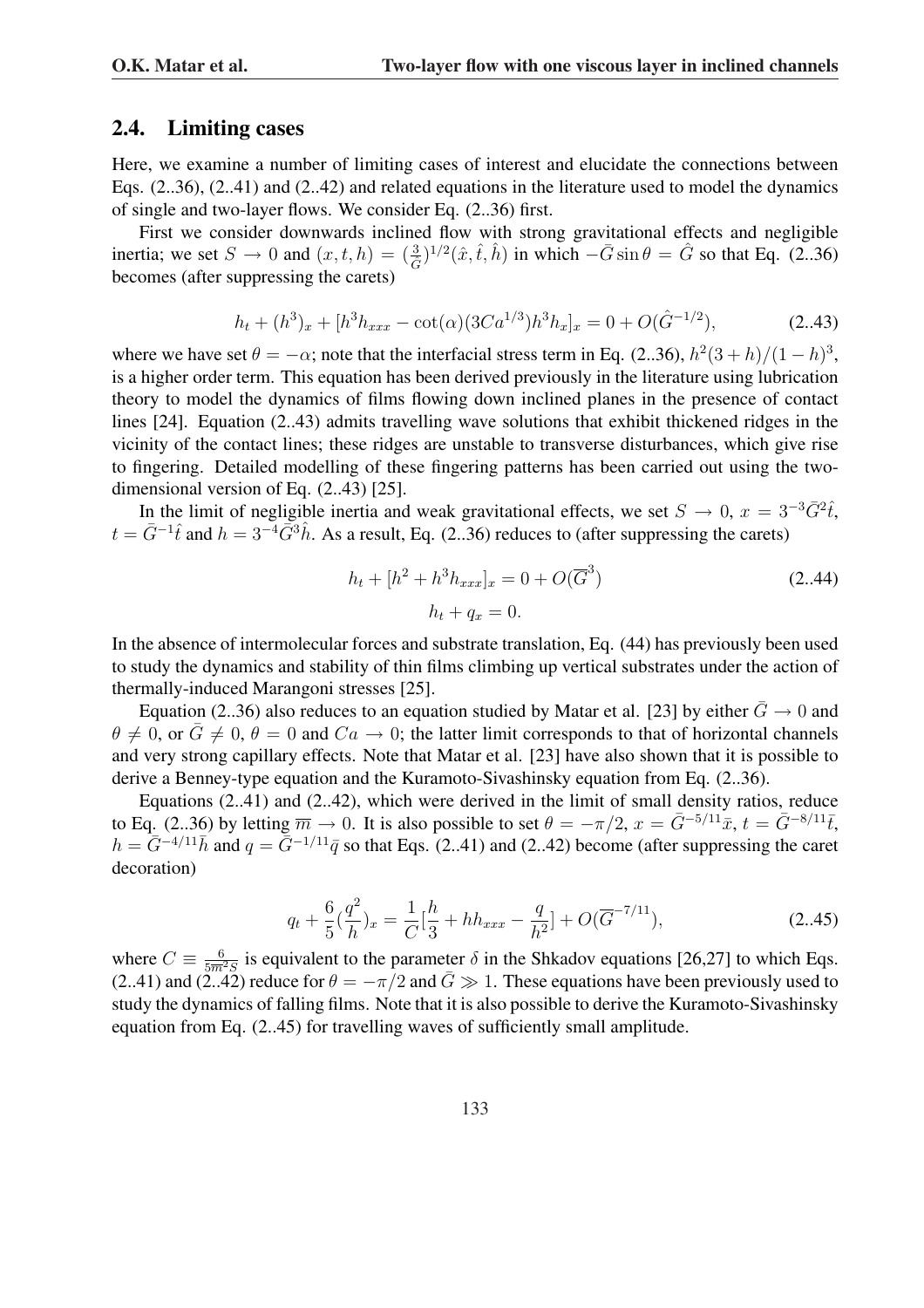## 2.4. Limiting cases

Here, we examine a number of limiting cases of interest and elucidate the connections between Eqs. (2..36), (2..41) and (2..42) and related equations in the literature used to model the dynamics of single and two-layer flows. We consider Eq. (2..36) first.

First we consider downwards inclined flow with strong gravitational effects and negligible inertia; we set $S \to 0$ and $(x, t, h) = (\frac{3}{\hat{G}})^{1/2}(\hat{x}, \hat{t}, \hat{h})$ in which $-\bar{G}\sin\theta = \hat{G}$ so that Eq. (2..36) becomes (after suppressing the carets)

$$h_t + (h^3)_x + [h^3 h_{xxx} - \cot(\alpha)(3Ca^{1/3})h^3 h_x]_x = 0 + O(\hat{G}^{-1/2}), \tag{2..43}$$

where we have set $\theta = -\alpha$; note that the interfacial stress term in Eq. (2..36), $h^2(3+h)/(1-h)^3$, is a higher order term. This equation has been derived previously in the literature using lubrication theory to model the dynamics of films flowing down inclined planes in the presence of contact lines [24]. Equation (2..43) admits travelling wave solutions that exhibit thickened ridges in the vicinity of the contact lines; these ridges are unstable to transverse disturbances, which give rise to fingering. Detailed modelling of these fingering patterns has been carried out using the two-dimensional version of Eq. (2..43) [25].

In the limit of negligible inertia and weak gravitational effects, we set $S \to 0$, $x = 3^{-3}\bar{G}^2\hat{t}$, $t = \bar{G}^{-1}\hat{t}$ and $h = 3^{-4}\bar{G}^3\hat{h}$. As a result, Eq. (2..36) reduces to (after suppressing the carets)

$$h_t + [h^2 + h^3 h_{xxx}]_x = 0 + O(\overline{G}^3) \tag{2..44}$$

$$h_t + q_x = 0.$$

In the absence of intermolecular forces and substrate translation, Eq. (44) has previously been used to study the dynamics and stability of thin films climbing up vertical substrates under the action of thermally-induced Marangoni stresses [25].

Equation (2..36) also reduces to an equation studied by Matar et al. [23] by either $\bar{G} \to 0$ and $\theta \neq 0$, or $\bar{G} \neq 0$, $\theta = 0$ and $Ca \to 0$; the latter limit corresponds to that of horizontal channels and very strong capillary effects. Note that Matar et al. [23] have also shown that it is possible to derive a Benney-type equation and the Kuramoto-Sivashinsky equation from Eq. (2..36).

Equations (2..41) and (2..42), which were derived in the limit of small density ratios, reduce to Eq. (2..36) by letting $\overline{m} \to 0$. It is also possible to set $\theta = -\pi/2$, $x = \bar{G}^{-5/11}\bar{x}$, $t = \bar{G}^{-8/11}\bar{t}$, $h = \bar{G}^{-4/11}\bar{h}$ and $q = \bar{G}^{-1/11}\bar{q}$ so that Eqs. (2..41) and (2..42) become (after suppressing the caret decoration)

$$q_t + \frac{6}{5}(\frac{q^2}{h})_x = \frac{1}{C}[\frac{h}{3} + h h_{xxx} - \frac{q}{h^2}] + O(\overline{G}^{-7/11}), \tag{2..45}$$

where $C \equiv \frac{6}{5\overline{m}^2 S}$ is equivalent to the parameter $\delta$ in the Shkadov equations [26,27] to which Eqs. (2..41) and (2..42) reduce for $\theta = -\pi/2$ and $\bar{G} \gg 1$. These equations have been previously used to study the dynamics of falling films. Note that it is also possible to derive the Kuramoto-Sivashinsky equation from Eq. (2..45) for travelling waves of sufficiently small amplitude.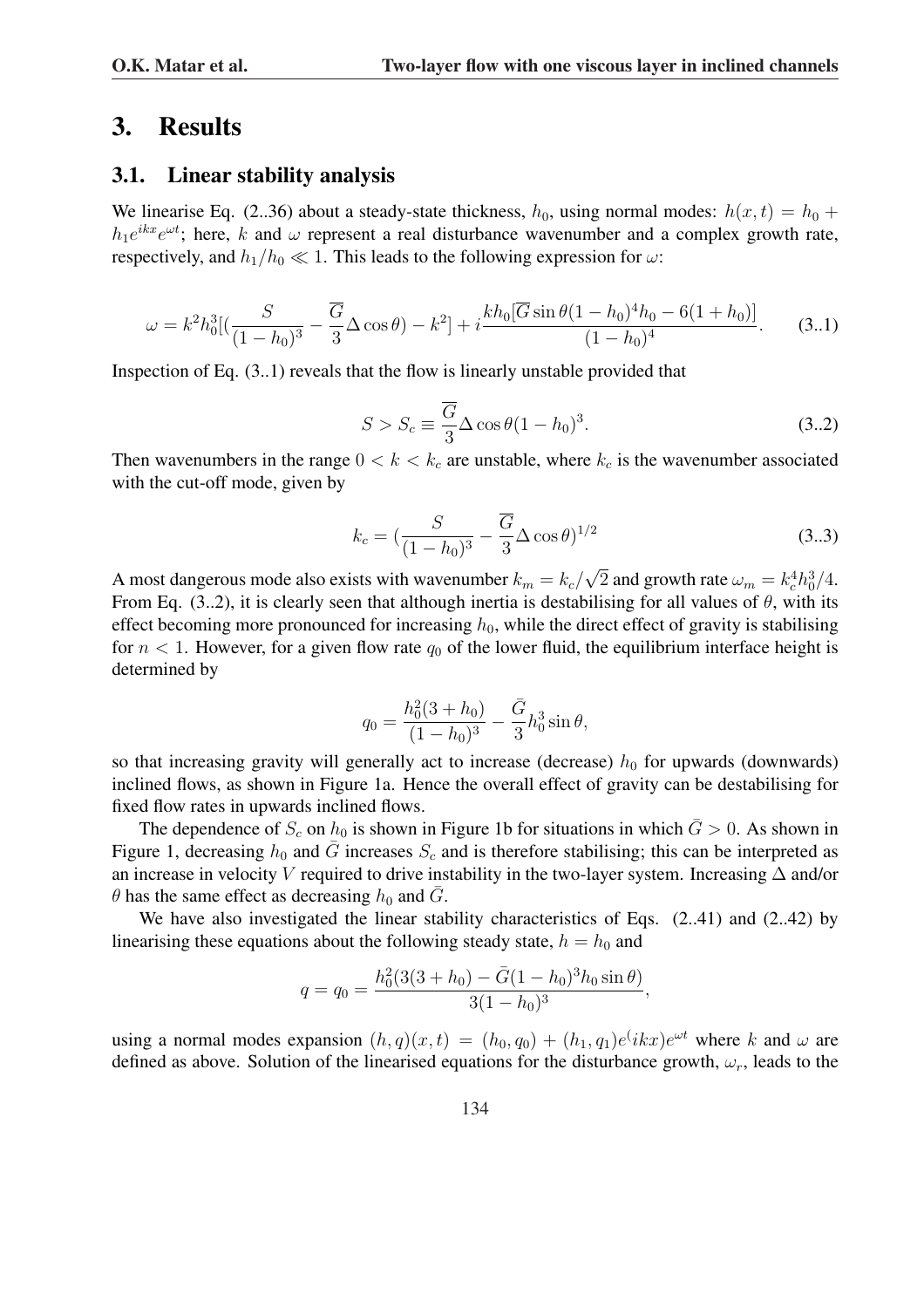## 3. Results

### 3.1. Linear stability analysis

We linearise Eq. (2..36) about a steady-state thickness, $h_0$, using normal modes: $h(x,t) = h_0 + h_1 e^{ikx} e^{\omega t}$; here, $k$ and $\omega$ represent a real disturbance wavenumber and a complex growth rate, respectively, and $h_1/h_0 \ll 1$. This leads to the following expression for $\omega$:

$$\omega = k^2 h_0^3 [(\frac{S}{(1-h_0)^3} - \frac{\overline{G}}{3}\Delta\cos\theta) - k^2] + i\frac{kh_0[\overline{G}\sin\theta(1-h_0)^4 h_0 - 6(1+h_0)]}{(1-h_0)^4}. \quad (3..1)$$

Inspection of Eq. (3..1) reveals that the flow is linearly unstable provided that

$$S > S_c \equiv \frac{\overline{G}}{3}\Delta\cos\theta(1-h_0)^3. \quad (3..2)$$

Then wavenumbers in the range $0 < k < k_c$ are unstable, where $k_c$ is the wavenumber associated with the cut-off mode, given by

$$k_c = (\frac{S}{(1-h_0)^3} - \frac{\overline{G}}{3}\Delta\cos\theta)^{1/2} \quad (3..3)$$

A most dangerous mode also exists with wavenumber $k_m = k_c/\sqrt{2}$ and growth rate $\omega_m = k_c^4 h_0^3/4$. From Eq. (3..2), it is clearly seen that although inertia is destabilising for all values of $\theta$, with its effect becoming more pronounced for increasing $h_0$, while the direct effect of gravity is stabilising for $n < 1$. However, for a given flow rate $q_0$ of the lower fluid, the equilibrium interface height is determined by

$$q_0 = \frac{h_0^2(3+h_0)}{(1-h_0)^3} - \frac{\bar{G}}{3}h_0^3\sin\theta,$$

so that increasing gravity will generally act to increase (decrease) $h_0$ for upwards (downwards) inclined flows, as shown in Figure 1a. Hence the overall effect of gravity can be destabilising for fixed flow rates in upwards inclined flows.

The dependence of $S_c$ on $h_0$ is shown in Figure 1b for situations in which $\bar{G} > 0$. As shown in Figure 1, decreasing $h_0$ and $\bar{G}$ increases $S_c$ and is therefore stabilising; this can be interpreted as an increase in velocity $V$ required to drive instability in the two-layer system. Increasing $\Delta$ and/or $\theta$ has the same effect as decreasing $h_0$ and $\bar{G}$.

We have also investigated the linear stability characteristics of Eqs. (2..41) and (2..42) by linearising these equations about the following steady state, $h = h_0$ and

$$q = q_0 = \frac{h_0^2(3(3+h_0) - \bar{G}(1-h_0)^3 h_0\sin\theta)}{3(1-h_0)^3},$$

using a normal modes expansion $(h,q)(x,t) = (h_0,q_0) + (h_1,q_1)e^{(}ikx)e^{\omega t}$ where $k$ and $\omega$ are defined as above. Solution of the linearised equations for the disturbance growth, $\omega_r$, leads to the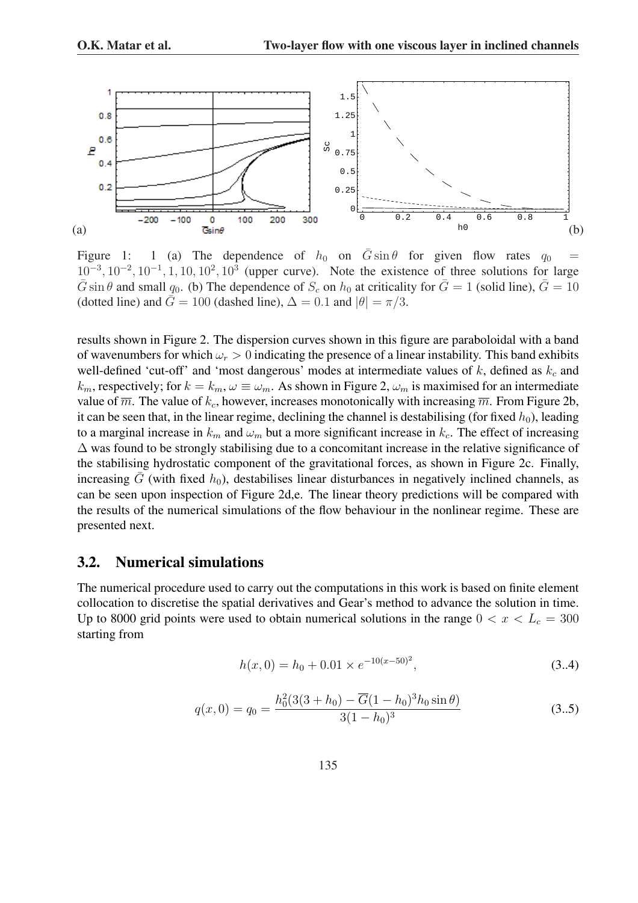Figure 1: 1 (a) The dependence of $h_0$ on $\bar{G}\sin\theta$ for given flow rates $q_0 = 10^{-3}, 10^{-2}, 10^{-1}, 1, 10, 10^2, 10^3$ (upper curve). Note the existence of three solutions for large $\bar{G}\sin\theta$ and small $q_0$. (b) The dependence of $S_c$ on $h_0$ at criticality for $\bar{G} = 1$ (solid line), $\bar{G} = 10$ (dotted line) and $\bar{G} = 100$ (dashed line), $\Delta = 0.1$ and $|\theta| = \pi/3$.

results shown in Figure 2. The dispersion curves shown in this figure are paraboloidal with a band of wavenumbers for which $\omega_r > 0$ indicating the presence of a linear instability. This band exhibits well-defined 'cut-off' and 'most dangerous' modes at intermediate values of $k$, defined as $k_c$ and $k_m$, respectively; for $k = k_m$, $\omega \equiv \omega_m$. As shown in Figure 2, $\omega_m$ is maximised for an intermediate value of $\overline{m}$. The value of $k_c$, however, increases monotonically with increasing $\overline{m}$. From Figure 2b, it can be seen that, in the linear regime, declining the channel is destabilising (for fixed $h_0$), leading to a marginal increase in $k_m$ and $\omega_m$ but a more significant increase in $k_c$. The effect of increasing $\Delta$ was found to be strongly stabilising due to a concomitant increase in the relative significance of the stabilising hydrostatic component of the gravitational forces, as shown in Figure 2c. Finally, increasing $\bar{G}$ (with fixed $h_0$), destabilises linear disturbances in negatively inclined channels, as can be seen upon inspection of Figure 2d,e. The linear theory predictions will be compared with the results of the numerical simulations of the flow behaviour in the nonlinear regime. These are presented next.

## 3.2. Numerical simulations

The numerical procedure used to carry out the computations in this work is based on finite element collocation to discretise the spatial derivatives and Gear's method to advance the solution in time. Up to 8000 grid points were used to obtain numerical solutions in the range $0 < x < L_c = 300$ starting from

$$h(x, 0) = h_0 + 0.01 \times e^{-10(x-50)^2}, \tag{3..4}$$

$$q(x, 0) = q_0 = \frac{h_0^2(3(3 + h_0) - \overline{G}(1 - h_0)^3 h_0 \sin\theta)}{3(1 - h_0)^3} \tag{3..5}$$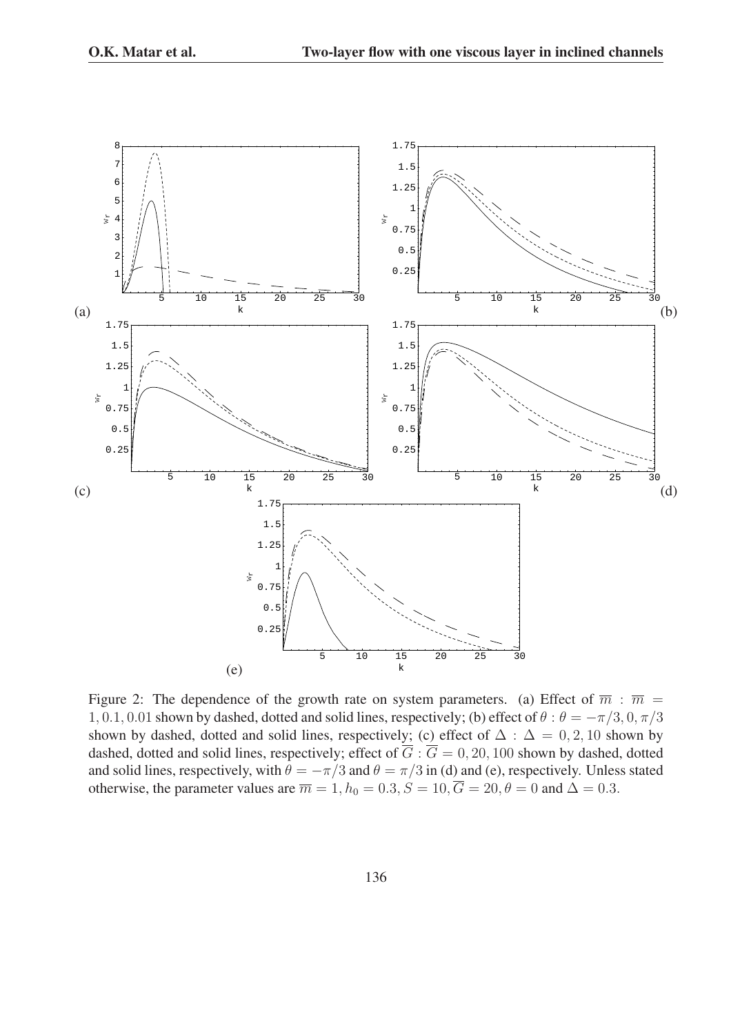Figure 2: The dependence of the growth rate on system parameters. (a) Effect of $\overline{m}$ : $\overline{m} = 1, 0.1, 0.01$ shown by dashed, dotted and solid lines, respectively; (b) effect of $\theta$ : $\theta = -\pi/3, 0, \pi/3$ shown by dashed, dotted and solid lines, respectively; (c) effect of $\Delta$ : $\Delta = 0, 2, 10$ shown by dashed, dotted and solid lines, respectively; effect of $\overline{G}$ : $\overline{G} = 0, 20, 100$ shown by dashed, dotted and solid lines, respectively, with $\theta = -\pi/3$ and $\theta = \pi/3$ in (d) and (e), respectively. Unless stated otherwise, the parameter values are $\overline{m} = 1, h_0 = 0.3, S = 10, \overline{G} = 20, \theta = 0$ and $\Delta = 0.3$.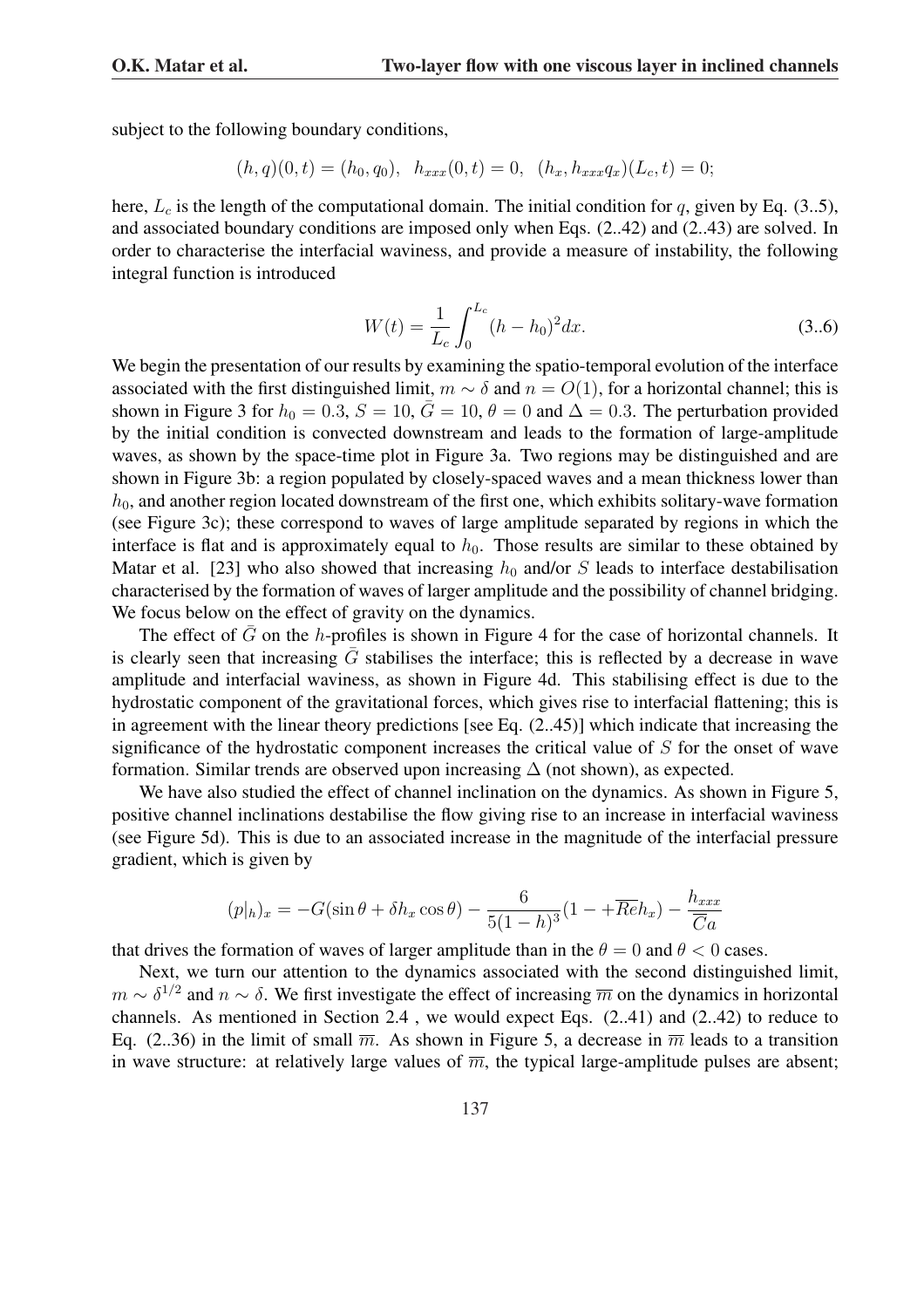subject to the following boundary conditions,

$$(h, q)(0, t) = (h_0, q_0), \;\; h_{xxx}(0, t) = 0, \;\; (h_x, h_{xxx}q_x)(L_c, t) = 0;$$

here, $L_c$ is the length of the computational domain. The initial condition for $q$, given by Eq. (3..5), and associated boundary conditions are imposed only when Eqs. (2..42) and (2..43) are solved. In order to characterise the interfacial waviness, and provide a measure of instability, the following integral function is introduced

$$W(t) = \frac{1}{L_c}\int_0^{L_c} (h - h_0)^2 dx. \tag{3..6}$$

We begin the presentation of our results by examining the spatio-temporal evolution of the interface associated with the first distinguished limit, $m \sim \delta$ and $n = O(1)$, for a horizontal channel; this is shown in Figure 3 for $h_0 = 0.3$, $S = 10$, $\bar{G} = 10$, $\theta = 0$ and $\Delta = 0.3$. The perturbation provided by the initial condition is convected downstream and leads to the formation of large-amplitude waves, as shown by the space-time plot in Figure 3a. Two regions may be distinguished and are shown in Figure 3b: a region populated by closely-spaced waves and a mean thickness lower than $h_0$, and another region located downstream of the first one, which exhibits solitary-wave formation (see Figure 3c); these correspond to waves of large amplitude separated by regions in which the interface is flat and is approximately equal to $h_0$. Those results are similar to these obtained by Matar et al. [23] who also showed that increasing $h_0$ and/or $S$ leads to interface destabilisation characterised by the formation of waves of larger amplitude and the possibility of channel bridging. We focus below on the effect of gravity on the dynamics.

The effect of $\bar{G}$ on the $h$-profiles is shown in Figure 4 for the case of horizontal channels. It is clearly seen that increasing $\bar{G}$ stabilises the interface; this is reflected by a decrease in wave amplitude and interfacial waviness, as shown in Figure 4d. This stabilising effect is due to the hydrostatic component of the gravitational forces, which gives rise to interfacial flattening; this is in agreement with the linear theory predictions [see Eq. (2..45)] which indicate that increasing the significance of the hydrostatic component increases the critical value of $S$ for the onset of wave formation. Similar trends are observed upon increasing $\Delta$ (not shown), as expected.

We have also studied the effect of channel inclination on the dynamics. As shown in Figure 5, positive channel inclinations destabilise the flow giving rise to an increase in interfacial waviness (see Figure 5d). This is due to an associated increase in the magnitude of the interfacial pressure gradient, which is given by

$$(p|_h)_x = -G(\sin\theta + \delta h_x \cos\theta) - \frac{6}{5(1-h)^3}(1 - +\overline{Re}h_x) - \frac{h_{xxx}}{\overline{C}a}$$

that drives the formation of waves of larger amplitude than in the $\theta = 0$ and $\theta < 0$ cases.

Next, we turn our attention to the dynamics associated with the second distinguished limit, $m \sim \delta^{1/2}$ and $n \sim \delta$. We first investigate the effect of increasing $\overline{m}$ on the dynamics in horizontal channels. As mentioned in Section 2.4 , we would expect Eqs. (2..41) and (2..42) to reduce to Eq. (2..36) in the limit of small $\overline{m}$. As shown in Figure 5, a decrease in $\overline{m}$ leads to a transition in wave structure: at relatively large values of $\overline{m}$, the typical large-amplitude pulses are absent;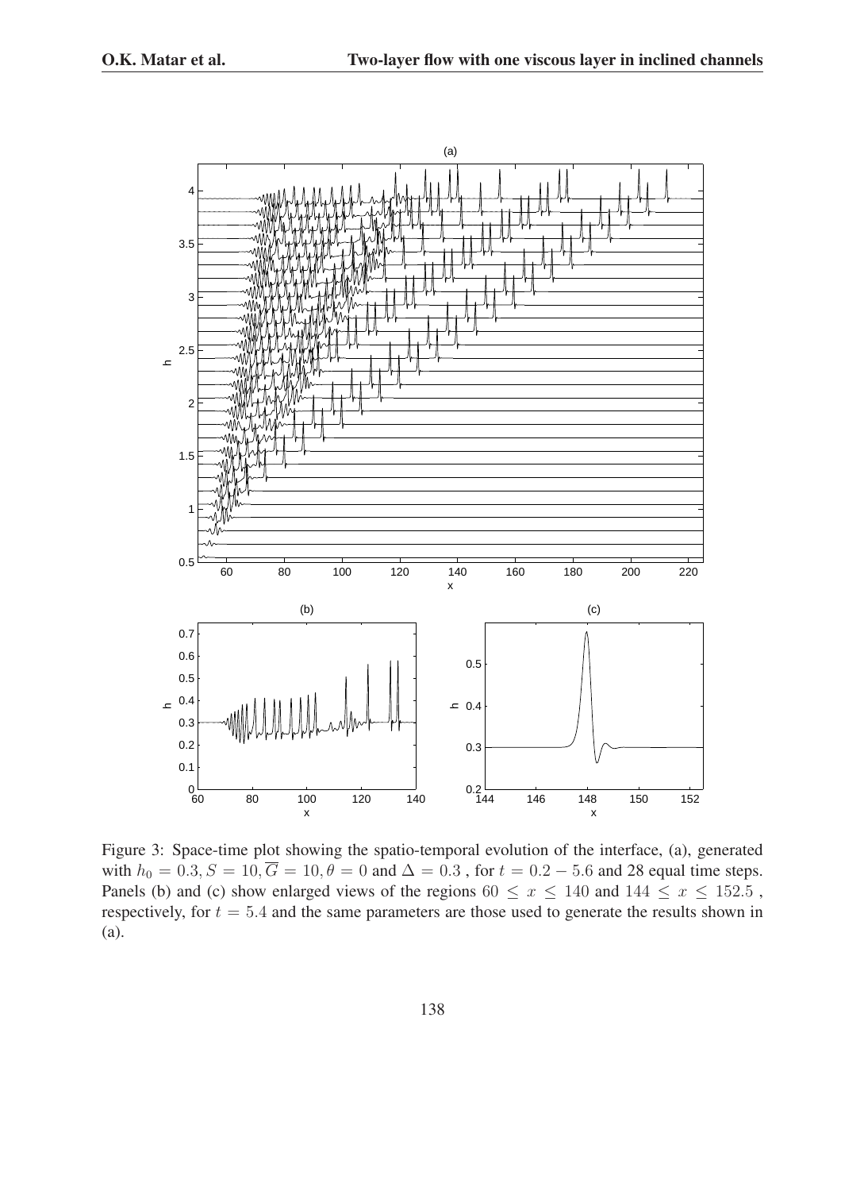Figure 3: Space-time plot showing the spatio-temporal evolution of the interface, (a), generated with $h_0 = 0.3, S = 10, \overline{G} = 10, \theta = 0$ and $\Delta = 0.3$ , for $t = 0.2 - 5.6$ and 28 equal time steps. Panels (b) and (c) show enlarged views of the regions $60 \leq x \leq 140$ and $144 \leq x \leq 152.5$ , respectively, for $t = 5.4$ and the same parameters are those used to generate the results shown in (a).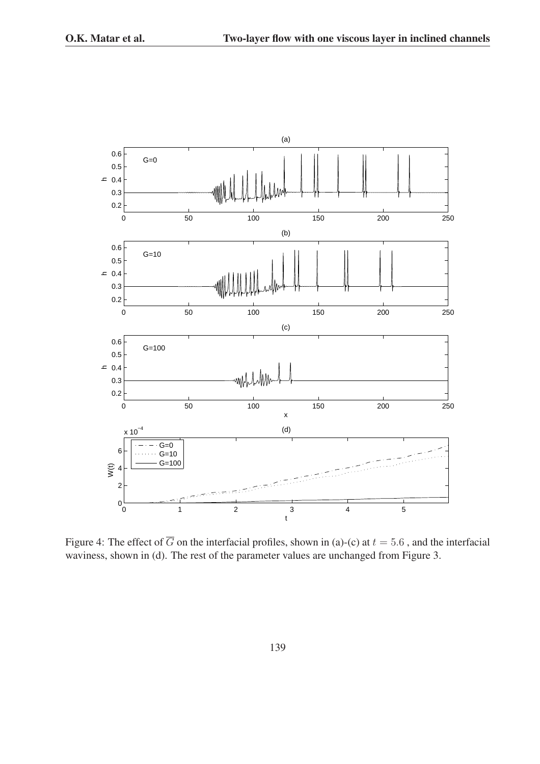Figure 4: The effect of $\overline{G}$ on the interfacial profiles, shown in (a)-(c) at $t = 5.6$ , and the interfacial waviness, shown in (d). The rest of the parameter values are unchanged from Figure 3.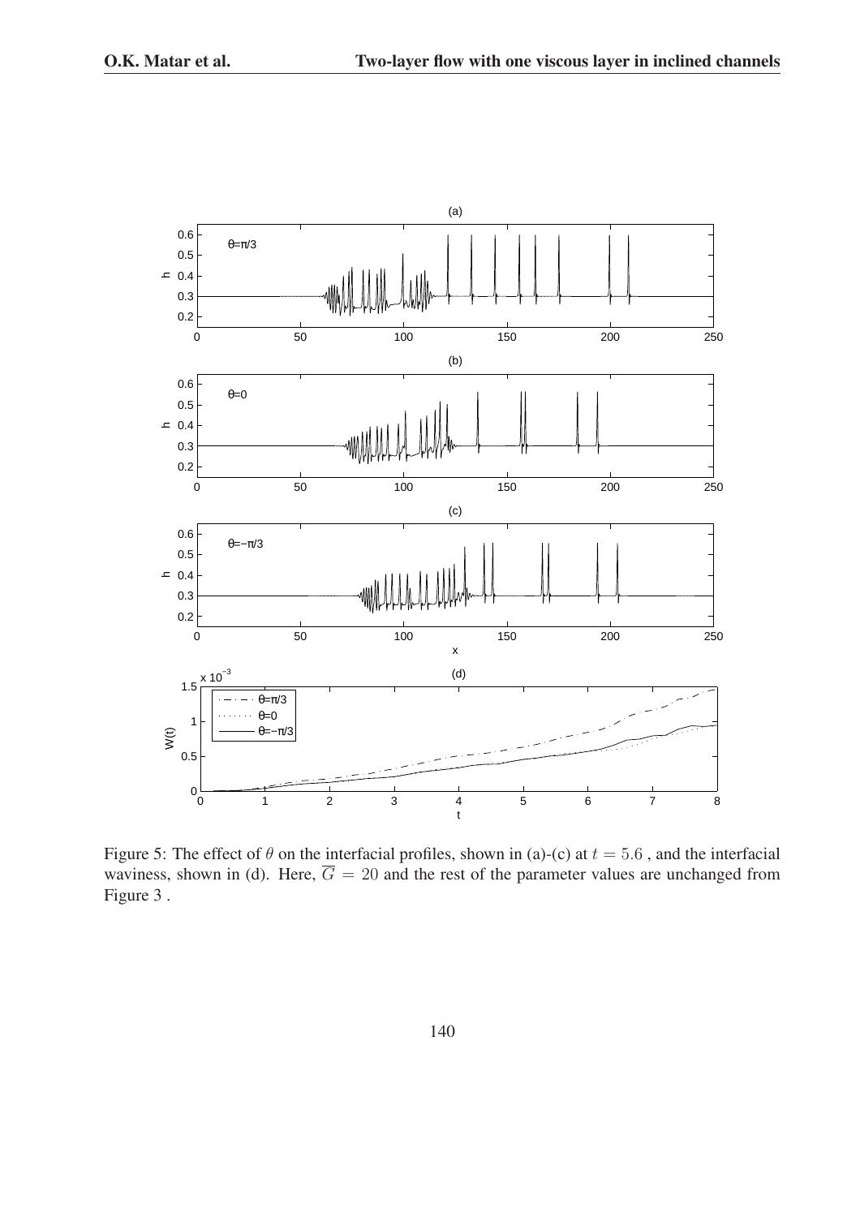Figure 5: The effect of $\theta$ on the interfacial profiles, shown in (a)-(c) at $t = 5.6$ , and the interfacial waviness, shown in (d). Here, $\overline{G} = 20$ and the rest of the parameter values are unchanged from Figure 3 .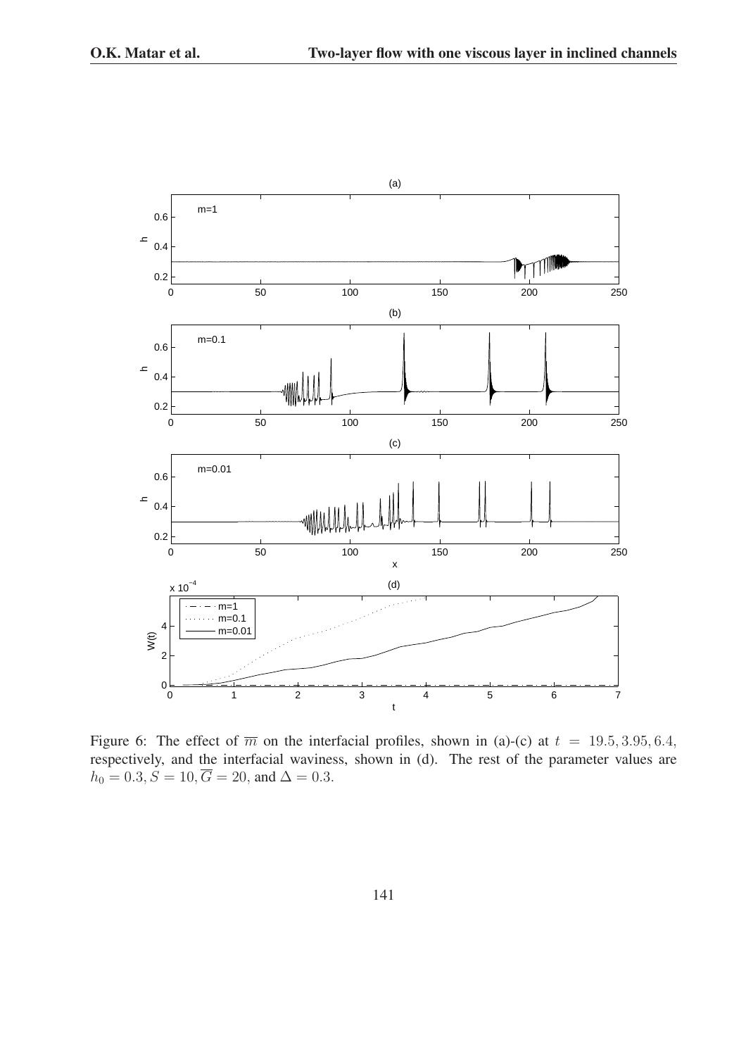Figure 6: The effect of $\overline{m}$ on the interfacial profiles, shown in (a)-(c) at $t = 19.5, 3.95, 6.4$, respectively, and the interfacial waviness, shown in (d). The rest of the parameter values are $h_0 = 0.3, S = 10, \overline{G} = 20$, and $\Delta = 0.3$.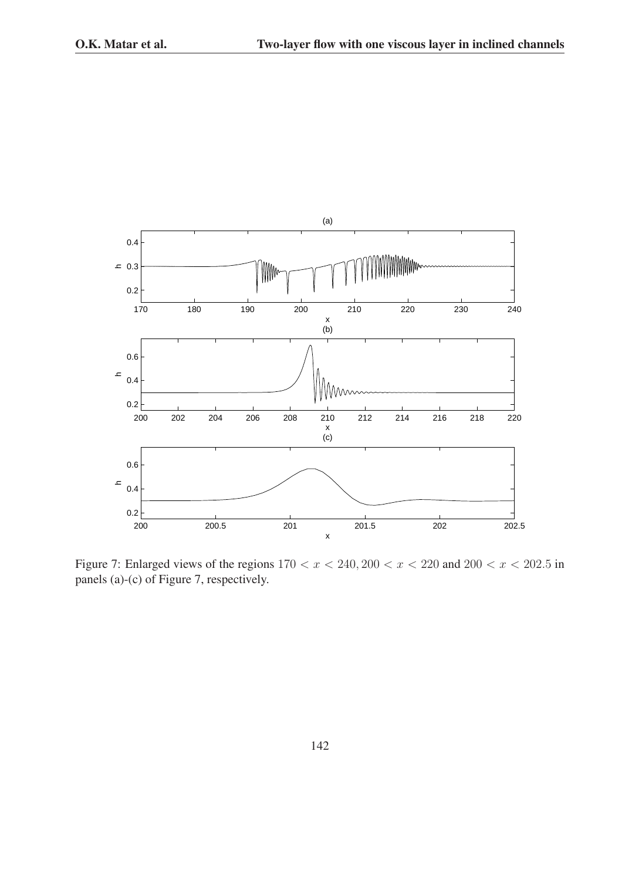Figure 7: Enlarged views of the regions $170 < x < 240, 200 < x < 220$ and $200 < x < 202.5$ in panels (a)-(c) of Figure 7, respectively.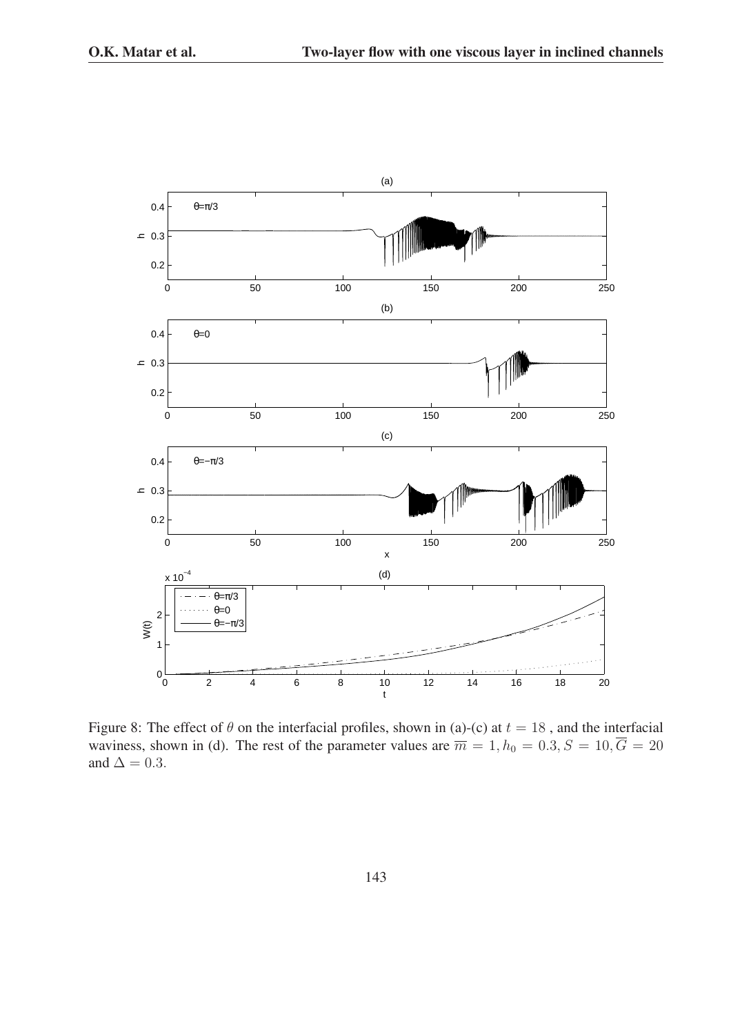Figure 8: The effect of $\theta$ on the interfacial profiles, shown in (a)-(c) at $t = 18$ , and the interfacial waviness, shown in (d). The rest of the parameter values are $\overline{m} = 1, h_0 = 0.3, S = 10, \overline{G} = 20$ and $\Delta = 0.3$.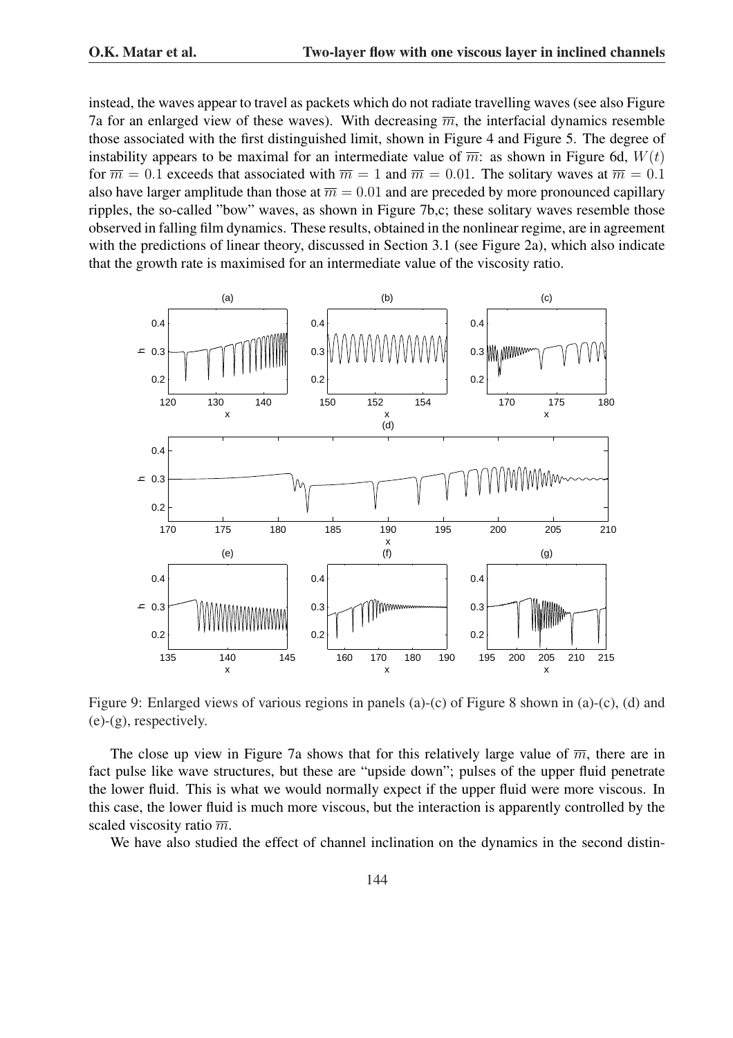instead, the waves appear to travel as packets which do not radiate travelling waves (see also Figure 7a for an enlarged view of these waves). With decreasing $\overline{m}$, the interfacial dynamics resemble those associated with the first distinguished limit, shown in Figure 4 and Figure 5. The degree of instability appears to be maximal for an intermediate value of $\overline{m}$: as shown in Figure 6d, $W(t)$ for $\overline{m} = 0.1$ exceeds that associated with $\overline{m} = 1$ and $\overline{m} = 0.01$. The solitary waves at $\overline{m} = 0.1$ also have larger amplitude than those at $\overline{m} = 0.01$ and are preceded by more pronounced capillary ripples, the so-called "bow" waves, as shown in Figure 7b,c; these solitary waves resemble those observed in falling film dynamics. These results, obtained in the nonlinear regime, are in agreement with the predictions of linear theory, discussed in Section 3.1 (see Figure 2a), which also indicate that the growth rate is maximised for an intermediate value of the viscosity ratio.

Figure 9: Enlarged views of various regions in panels (a)-(c) of Figure 8 shown in (a)-(c), (d) and (e)-(g), respectively.

The close up view in Figure 7a shows that for this relatively large value of $\overline{m}$, there are in fact pulse like wave structures, but these are "upside down"; pulses of the upper fluid penetrate the lower fluid. This is what we would normally expect if the upper fluid were more viscous. In this case, the lower fluid is much more viscous, but the interaction is apparently controlled by the scaled viscosity ratio $\overline{m}$.

We have also studied the effect of channel inclination on the dynamics in the second distin-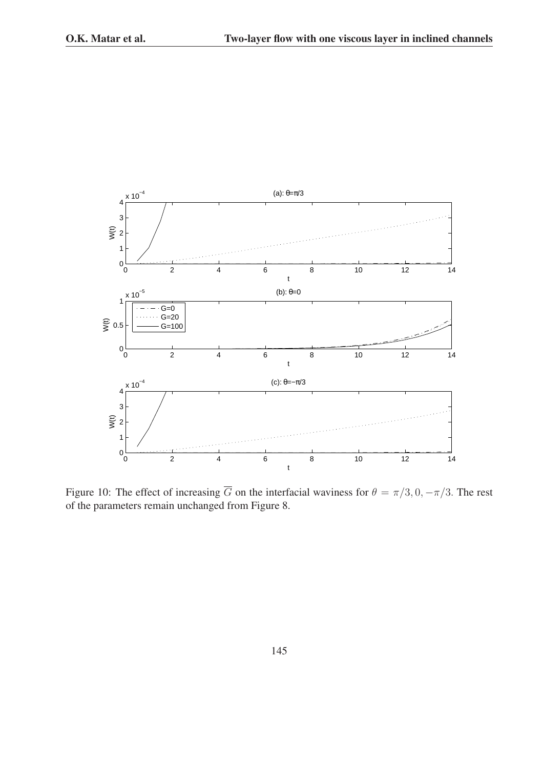Figure 10: The effect of increasing $\overline{G}$ on the interfacial waviness for $\theta = \pi/3, 0, -\pi/3$. The rest of the parameters remain unchanged from Figure 8.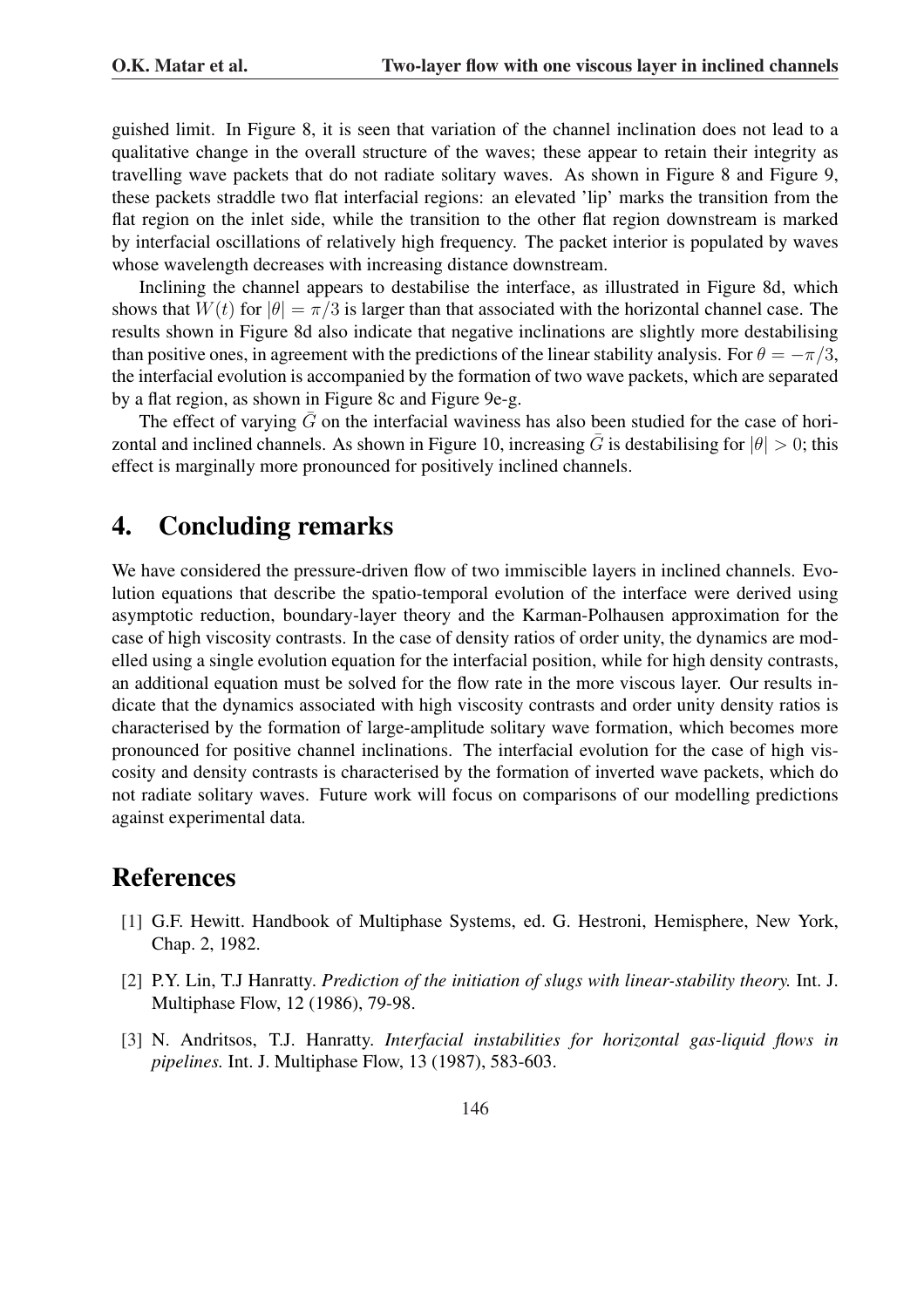guished limit. In Figure 8, it is seen that variation of the channel inclination does not lead to a qualitative change in the overall structure of the waves; these appear to retain their integrity as travelling wave packets that do not radiate solitary waves. As shown in Figure 8 and Figure 9, these packets straddle two flat interfacial regions: an elevated 'lip' marks the transition from the flat region on the inlet side, while the transition to the other flat region downstream is marked by interfacial oscillations of relatively high frequency. The packet interior is populated by waves whose wavelength decreases with increasing distance downstream.

Inclining the channel appears to destabilise the interface, as illustrated in Figure 8d, which shows that $W(t)$ for $|\theta| = \pi/3$ is larger than that associated with the horizontal channel case. The results shown in Figure 8d also indicate that negative inclinations are slightly more destabilising than positive ones, in agreement with the predictions of the linear stability analysis. For $\theta = -\pi/3$, the interfacial evolution is accompanied by the formation of two wave packets, which are separated by a flat region, as shown in Figure 8c and Figure 9e-g.

The effect of varying $\bar{G}$ on the interfacial waviness has also been studied for the case of horizontal and inclined channels. As shown in Figure 10, increasing $\bar{G}$ is destabilising for $|\theta| > 0$; this effect is marginally more pronounced for positively inclined channels.

## 4. Concluding remarks

We have considered the pressure-driven flow of two immiscible layers in inclined channels. Evolution equations that describe the spatio-temporal evolution of the interface were derived using asymptotic reduction, boundary-layer theory and the Karman-Polhausen approximation for the case of high viscosity contrasts. In the case of density ratios of order unity, the dynamics are modelled using a single evolution equation for the interfacial position, while for high density contrasts, an additional equation must be solved for the flow rate in the more viscous layer. Our results indicate that the dynamics associated with high viscosity contrasts and order unity density ratios is characterised by the formation of large-amplitude solitary wave formation, which becomes more pronounced for positive channel inclinations. The interfacial evolution for the case of high viscosity and density contrasts is characterised by the formation of inverted wave packets, which do not radiate solitary waves. Future work will focus on comparisons of our modelling predictions against experimental data.

## References

[1] G.F. Hewitt. Handbook of Multiphase Systems, ed. G. Hestroni, Hemisphere, New York, Chap. 2, 1982.

[2] P.Y. Lin, T.J Hanratty. *Prediction of the initiation of slugs with linear-stability theory.* Int. J. Multiphase Flow, 12 (1986), 79-98.

[3] N. Andritsos, T.J. Hanratty. *Interfacial instabilities for horizontal gas-liquid flows in pipelines.* Int. J. Multiphase Flow, 13 (1987), 583-603.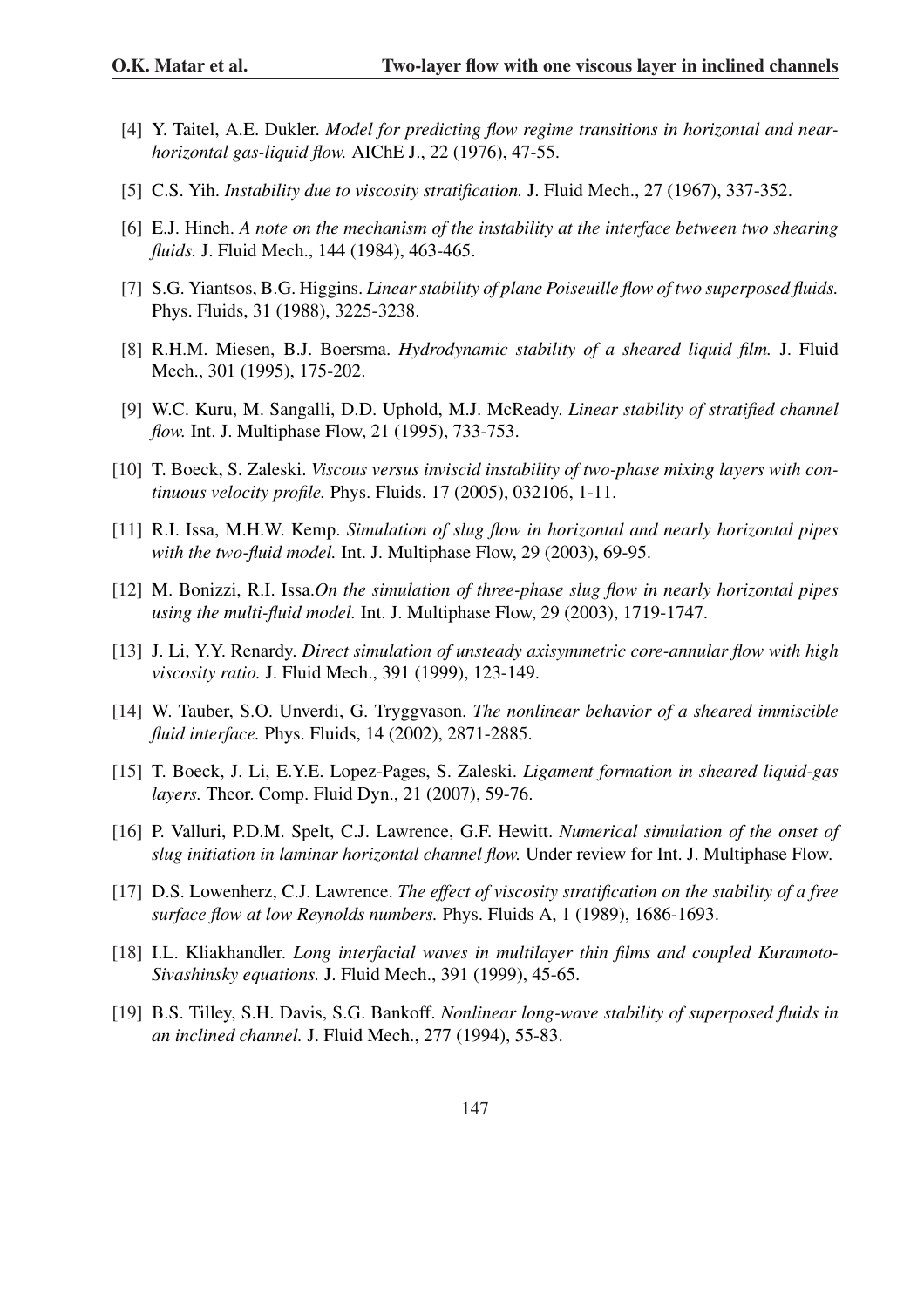[4] Y. Taitel, A.E. Dukler. *Model for predicting flow regime transitions in horizontal and near-horizontal gas-liquid flow.* AIChE J., 22 (1976), 47-55.

[5] C.S. Yih. *Instability due to viscosity stratification.* J. Fluid Mech., 27 (1967), 337-352.

[6] E.J. Hinch. *A note on the mechanism of the instability at the interface between two shearing fluids.* J. Fluid Mech., 144 (1984), 463-465.

[7] S.G. Yiantsos, B.G. Higgins. *Linear stability of plane Poiseuille flow of two superposed fluids.* Phys. Fluids, 31 (1988), 3225-3238.

[8] R.H.M. Miesen, B.J. Boersma. *Hydrodynamic stability of a sheared liquid film.* J. Fluid Mech., 301 (1995), 175-202.

[9] W.C. Kuru, M. Sangalli, D.D. Uphold, M.J. McReady. *Linear stability of stratified channel flow.* Int. J. Multiphase Flow, 21 (1995), 733-753.

[10] T. Boeck, S. Zaleski. *Viscous versus inviscid instability of two-phase mixing layers with continuous velocity profile.* Phys. Fluids. 17 (2005), 032106, 1-11.

[11] R.I. Issa, M.H.W. Kemp. *Simulation of slug flow in horizontal and nearly horizontal pipes with the two-fluid model.* Int. J. Multiphase Flow, 29 (2003), 69-95.

[12] M. Bonizzi, R.I. Issa.*On the simulation of three-phase slug flow in nearly horizontal pipes using the multi-fluid model.* Int. J. Multiphase Flow, 29 (2003), 1719-1747.

[13] J. Li, Y.Y. Renardy. *Direct simulation of unsteady axisymmetric core-annular flow with high viscosity ratio.* J. Fluid Mech., 391 (1999), 123-149.

[14] W. Tauber, S.O. Unverdi, G. Tryggvason. *The nonlinear behavior of a sheared immiscible fluid interface.* Phys. Fluids, 14 (2002), 2871-2885.

[15] T. Boeck, J. Li, E.Y.E. Lopez-Pages, S. Zaleski. *Ligament formation in sheared liquid-gas layers.* Theor. Comp. Fluid Dyn., 21 (2007), 59-76.

[16] P. Valluri, P.D.M. Spelt, C.J. Lawrence, G.F. Hewitt. *Numerical simulation of the onset of slug initiation in laminar horizontal channel flow.* Under review for Int. J. Multiphase Flow.

[17] D.S. Lowenherz, C.J. Lawrence. *The effect of viscosity stratification on the stability of a free surface flow at low Reynolds numbers.* Phys. Fluids A, 1 (1989), 1686-1693.

[18] I.L. Kliakhandler. *Long interfacial waves in multilayer thin films and coupled Kuramoto-Sivashinsky equations.* J. Fluid Mech., 391 (1999), 45-65.

[19] B.S. Tilley, S.H. Davis, S.G. Bankoff. *Nonlinear long-wave stability of superposed fluids in an inclined channel.* J. Fluid Mech., 277 (1994), 55-83.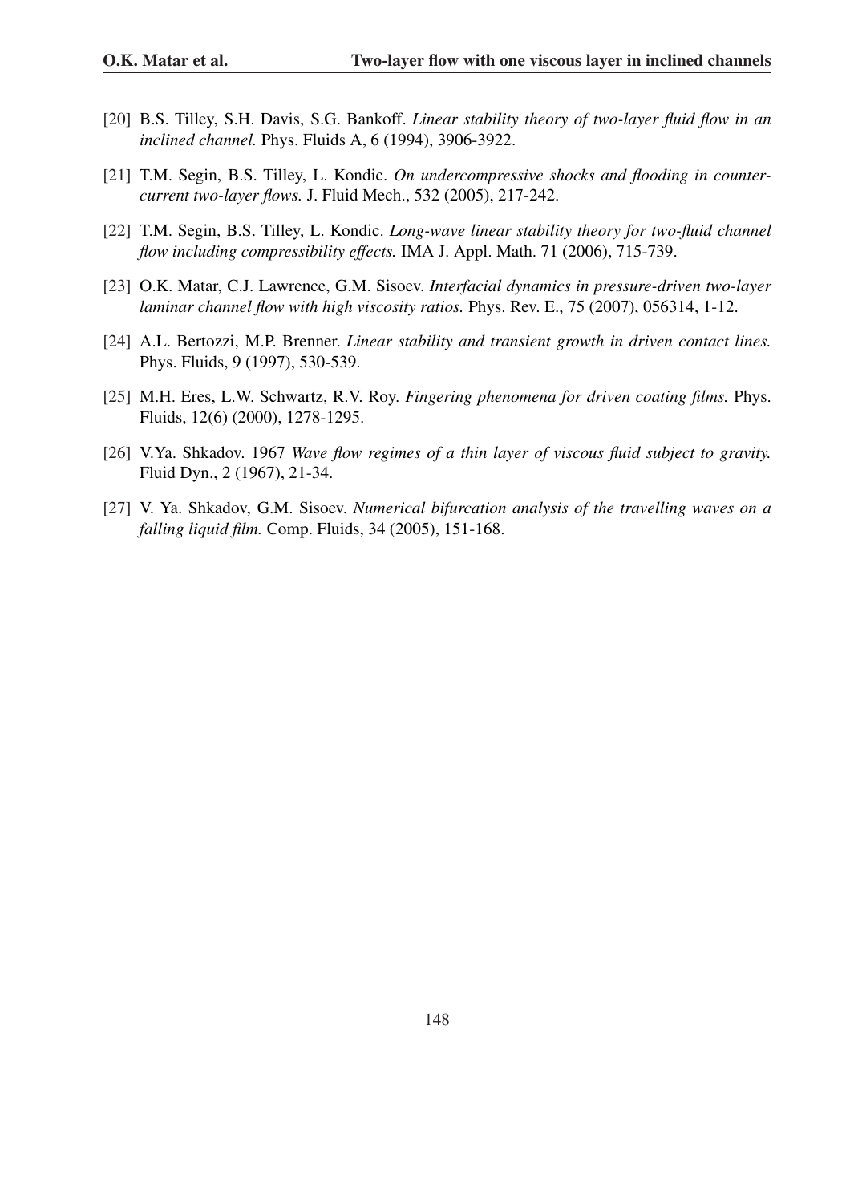[20] B.S. Tilley, S.H. Davis, S.G. Bankoff. *Linear stability theory of two-layer fluid flow in an inclined channel.* Phys. Fluids A, 6 (1994), 3906-3922.

[21] T.M. Segin, B.S. Tilley, L. Kondic. *On undercompressive shocks and flooding in counter-current two-layer flows.* J. Fluid Mech., 532 (2005), 217-242.

[22] T.M. Segin, B.S. Tilley, L. Kondic. *Long-wave linear stability theory for two-fluid channel flow including compressibility effects.* IMA J. Appl. Math. 71 (2006), 715-739.

[23] O.K. Matar, C.J. Lawrence, G.M. Sisoev. *Interfacial dynamics in pressure-driven two-layer laminar channel flow with high viscosity ratios.* Phys. Rev. E., 75 (2007), 056314, 1-12.

[24] A.L. Bertozzi, M.P. Brenner. *Linear stability and transient growth in driven contact lines.* Phys. Fluids, 9 (1997), 530-539.

[25] M.H. Eres, L.W. Schwartz, R.V. Roy. *Fingering phenomena for driven coating films.* Phys. Fluids, 12(6) (2000), 1278-1295.

[26] V.Ya. Shkadov. 1967 *Wave flow regimes of a thin layer of viscous fluid subject to gravity.* Fluid Dyn., 2 (1967), 21-34.

[27] V. Ya. Shkadov, G.M. Sisoev. *Numerical bifurcation analysis of the travelling waves on a falling liquid film.* Comp. Fluids, 34 (2005), 151-168.